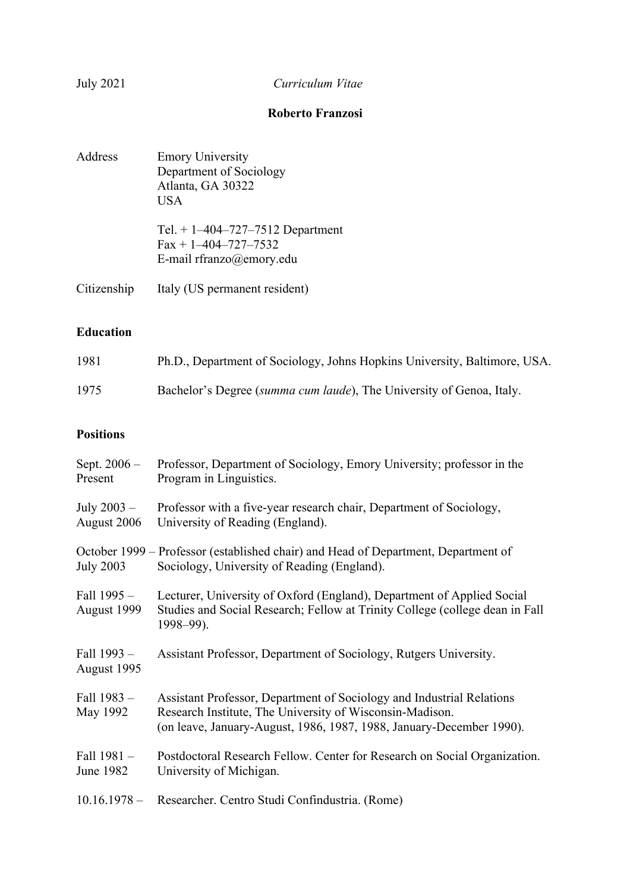July 2021 *Curriculum Vitae*

**Roberto Franzosi**

| | |
|---|---|
| Address | Emory University<br>Department of Sociology<br>Atlanta, GA 30322<br>USA |
| | Tel. + 1–404–727–7512 Department<br>Fax + 1–404–727–7532<br>E-mail rfranzo@emory.edu |
| Citizenship | Italy (US permanent resident) |

## Education

| | |
|---|---|
| 1981 | Ph.D., Department of Sociology, Johns Hopkins University, Baltimore, USA. |
| 1975 | Bachelor's Degree (*summa cum laude*), The University of Genoa, Italy. |

## Positions

| | |
|---|---|
| Sept. 2006 – Present | Professor, Department of Sociology, Emory University; professor in the Program in Linguistics. |
| July 2003 – August 2006 | Professor with a five-year research chair, Department of Sociology, University of Reading (England). |
| October 1999 – July 2003 | Professor (established chair) and Head of Department, Department of Sociology, University of Reading (England). |
| Fall 1995 – August 1999 | Lecturer, University of Oxford (England), Department of Applied Social Studies and Social Research; Fellow at Trinity College (college dean in Fall 1998–99). |
| Fall 1993 – August 1995 | Assistant Professor, Department of Sociology, Rutgers University. |
| Fall 1983 – May 1992 | Assistant Professor, Department of Sociology and Industrial Relations Research Institute, The University of Wisconsin-Madison.<br>(on leave, January-August, 1986, 1987, 1988, January-December 1990). |
| Fall 1981 – June 1982 | Postdoctoral Research Fellow. Center for Research on Social Organization. University of Michigan. |
| 10.16.1978 – | Researcher. Centro Studi Confindustria. (Rome) |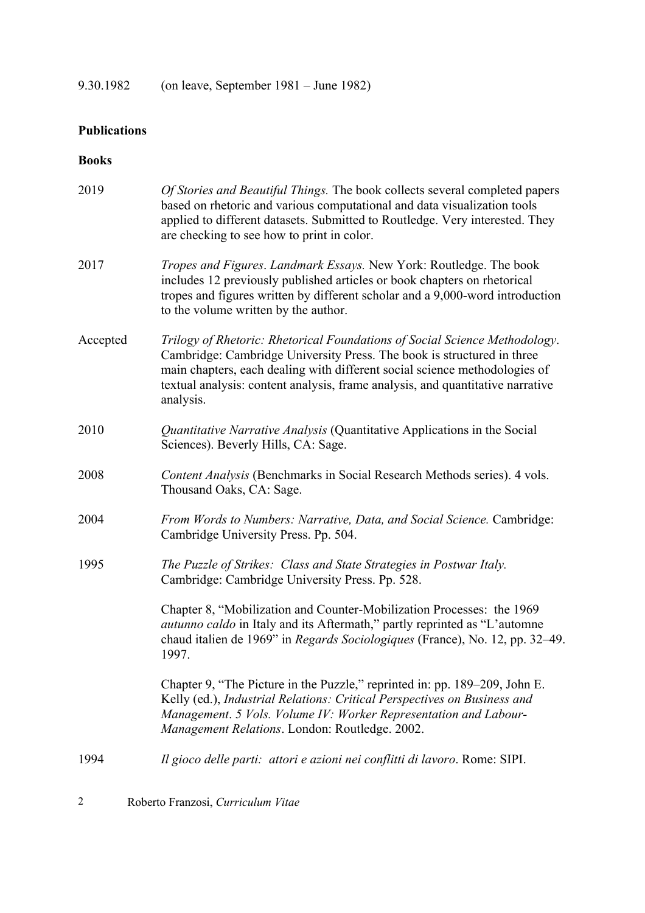9.30.1982 (on leave, September 1981 – June 1982)

## Publications

### Books

2019 *Of Stories and Beautiful Things.* The book collects several completed papers based on rhetoric and various computational and data visualization tools applied to different datasets. Submitted to Routledge. Very interested. They are checking to see how to print in color.

2017 *Tropes and Figures*. *Landmark Essays.* New York: Routledge. The book includes 12 previously published articles or book chapters on rhetorical tropes and figures written by different scholar and a 9,000-word introduction to the volume written by the author.

Accepted *Trilogy of Rhetoric: Rhetorical Foundations of Social Science Methodology*. Cambridge: Cambridge University Press. The book is structured in three main chapters, each dealing with different social science methodologies of textual analysis: content analysis, frame analysis, and quantitative narrative analysis.

2010 *Quantitative Narrative Analysis* (Quantitative Applications in the Social Sciences). Beverly Hills, CA: Sage.

2008 *Content Analysis* (Benchmarks in Social Research Methods series). 4 vols. Thousand Oaks, CA: Sage.

2004 *From Words to Numbers: Narrative, Data, and Social Science.* Cambridge: Cambridge University Press. Pp. 504.

1995 *The Puzzle of Strikes: Class and State Strategies in Postwar Italy.* Cambridge: Cambridge University Press. Pp. 528.

Chapter 8, "Mobilization and Counter-Mobilization Processes: the 1969 *autunno caldo* in Italy and its Aftermath," partly reprinted as "L'automne chaud italien de 1969" in *Regards Sociologiques* (France), No. 12, pp. 32–49. 1997.

Chapter 9, "The Picture in the Puzzle," reprinted in: pp. 189–209, John E. Kelly (ed.), *Industrial Relations: Critical Perspectives on Business and Management*. *5 Vols. Volume IV: Worker Representation and Labour-Management Relations*. London: Routledge. 2002.

1994 *Il gioco delle parti: attori e azioni nei conflitti di lavoro*. Rome: SIPI.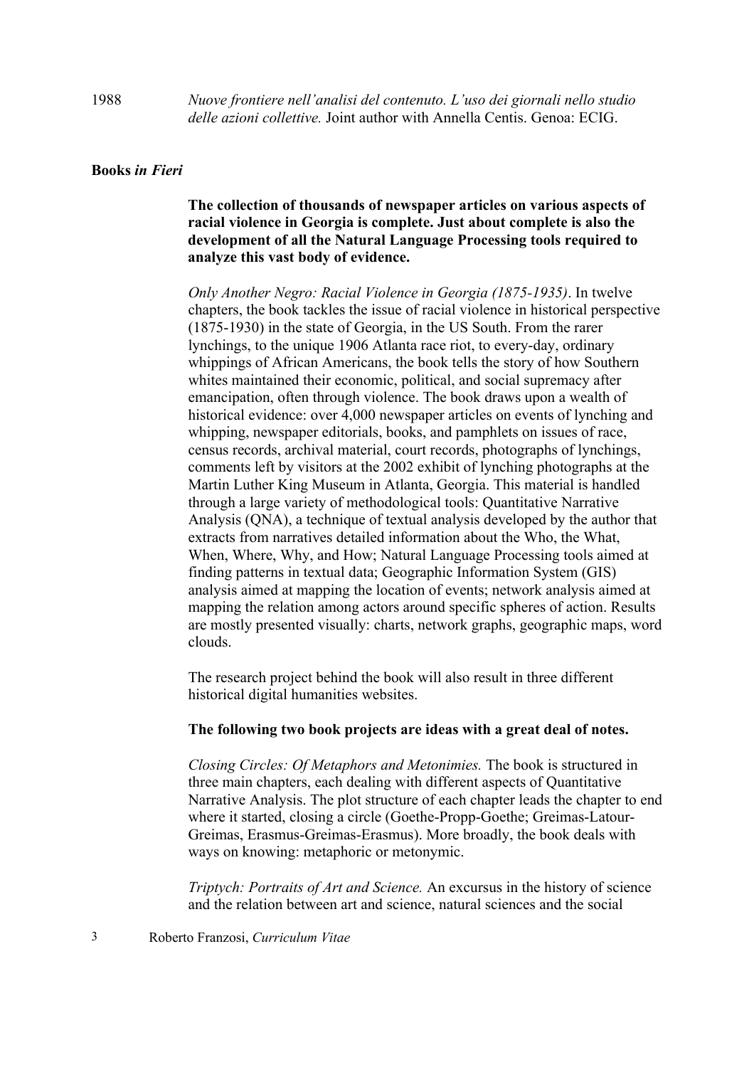1988 *Nuove frontiere nell'analisi del contenuto. L'uso dei giornali nello studio delle azioni collettive.* Joint author with Annella Centis. Genoa: ECIG.

**Books *in Fieri***

**The collection of thousands of newspaper articles on various aspects of racial violence in Georgia is complete. Just about complete is also the development of all the Natural Language Processing tools required to analyze this vast body of evidence.**

*Only Another Negro: Racial Violence in Georgia (1875-1935)*. In twelve chapters, the book tackles the issue of racial violence in historical perspective (1875-1930) in the state of Georgia, in the US South. From the rarer lynchings, to the unique 1906 Atlanta race riot, to every-day, ordinary whippings of African Americans, the book tells the story of how Southern whites maintained their economic, political, and social supremacy after emancipation, often through violence. The book draws upon a wealth of historical evidence: over 4,000 newspaper articles on events of lynching and whipping, newspaper editorials, books, and pamphlets on issues of race, census records, archival material, court records, photographs of lynchings, comments left by visitors at the 2002 exhibit of lynching photographs at the Martin Luther King Museum in Atlanta, Georgia. This material is handled through a large variety of methodological tools: Quantitative Narrative Analysis (QNA), a technique of textual analysis developed by the author that extracts from narratives detailed information about the Who, the What, When, Where, Why, and How; Natural Language Processing tools aimed at finding patterns in textual data; Geographic Information System (GIS) analysis aimed at mapping the location of events; network analysis aimed at mapping the relation among actors around specific spheres of action. Results are mostly presented visually: charts, network graphs, geographic maps, word clouds.

The research project behind the book will also result in three different historical digital humanities websites.

**The following two book projects are ideas with a great deal of notes.**

*Closing Circles: Of Metaphors and Metonimies.* The book is structured in three main chapters, each dealing with different aspects of Quantitative Narrative Analysis. The plot structure of each chapter leads the chapter to end where it started, closing a circle (Goethe-Propp-Goethe; Greimas-Latour-Greimas, Erasmus-Greimas-Erasmus). More broadly, the book deals with ways on knowing: metaphoric or metonymic.

*Triptych: Portraits of Art and Science.* An excursus in the history of science and the relation between art and science, natural sciences and the social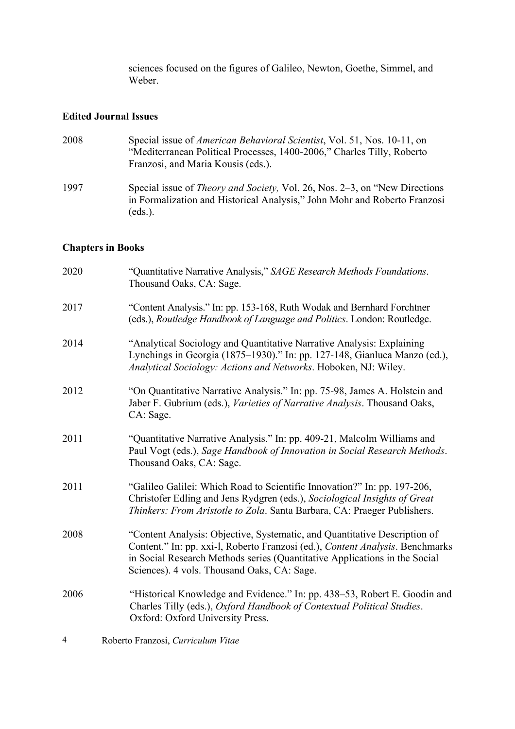sciences focused on the figures of Galileo, Newton, Goethe, Simmel, and Weber.

## Edited Journal Issues

2008 Special issue of *American Behavioral Scientist*, Vol. 51, Nos. 10-11, on "Mediterranean Political Processes, 1400-2006," Charles Tilly, Roberto Franzosi, and Maria Kousis (eds.).

1997 Special issue of *Theory and Society,* Vol. 26, Nos. 2–3, on "New Directions in Formalization and Historical Analysis," John Mohr and Roberto Franzosi (eds.).

## Chapters in Books

2020 "Quantitative Narrative Analysis," *SAGE Research Methods Foundations*. Thousand Oaks, CA: Sage.

2017 "Content Analysis." In: pp. 153-168, Ruth Wodak and Bernhard Forchtner (eds.), *Routledge Handbook of Language and Politics*. London: Routledge.

2014 "Analytical Sociology and Quantitative Narrative Analysis: Explaining Lynchings in Georgia (1875–1930)." In: pp. 127-148, Gianluca Manzo (ed.), *Analytical Sociology: Actions and Networks*. Hoboken, NJ: Wiley.

2012 "On Quantitative Narrative Analysis." In: pp. 75-98, James A. Holstein and Jaber F. Gubrium (eds.), *Varieties of Narrative Analysis*. Thousand Oaks, CA: Sage.

2011 "Quantitative Narrative Analysis." In: pp. 409-21, Malcolm Williams and Paul Vogt (eds.), *Sage Handbook of Innovation in Social Research Methods*. Thousand Oaks, CA: Sage.

2011 "Galileo Galilei: Which Road to Scientific Innovation?" In: pp. 197-206, Christofer Edling and Jens Rydgren (eds.), *Sociological Insights of Great Thinkers: From Aristotle to Zola*. Santa Barbara, CA: Praeger Publishers.

2008 "Content Analysis: Objective, Systematic, and Quantitative Description of Content." In: pp. xxi-l, Roberto Franzosi (ed.), *Content Analysis*. Benchmarks in Social Research Methods series (Quantitative Applications in the Social Sciences). 4 vols. Thousand Oaks, CA: Sage.

2006 "Historical Knowledge and Evidence." In: pp. 438–53, Robert E. Goodin and Charles Tilly (eds.), *Oxford Handbook of Contextual Political Studies*. Oxford: Oxford University Press.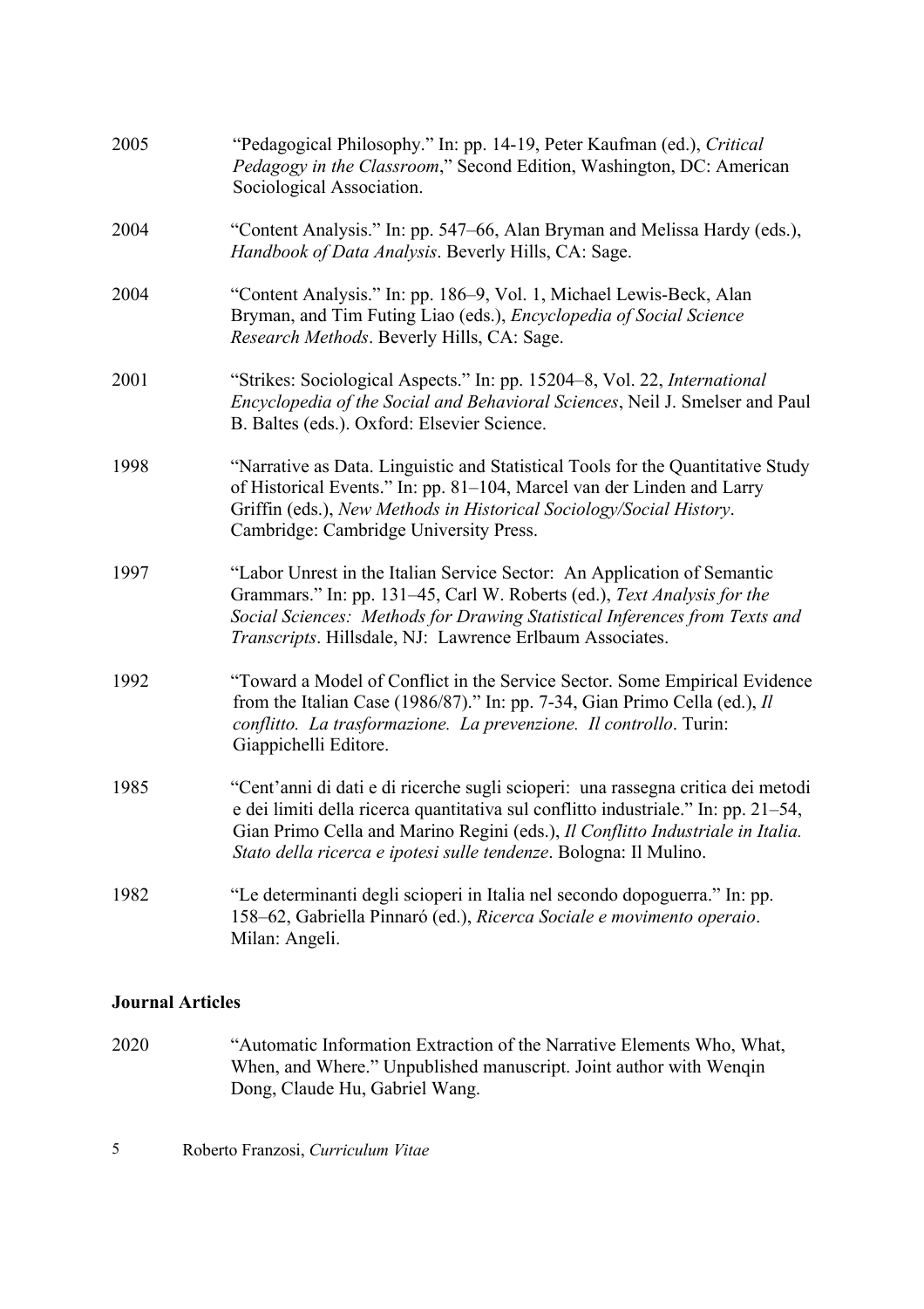2005 "Pedagogical Philosophy." In: pp. 14-19, Peter Kaufman (ed.), *Critical Pedagogy in the Classroom*," Second Edition, Washington, DC: American Sociological Association.

2004 "Content Analysis." In: pp. 547–66, Alan Bryman and Melissa Hardy (eds.), *Handbook of Data Analysis*. Beverly Hills, CA: Sage.

2004 "Content Analysis." In: pp. 186–9, Vol. 1, Michael Lewis-Beck, Alan Bryman, and Tim Futing Liao (eds.), *Encyclopedia of Social Science Research Methods*. Beverly Hills, CA: Sage.

2001 "Strikes: Sociological Aspects." In: pp. 15204–8, Vol. 22, *International Encyclopedia of the Social and Behavioral Sciences*, Neil J. Smelser and Paul B. Baltes (eds.). Oxford: Elsevier Science.

1998 "Narrative as Data. Linguistic and Statistical Tools for the Quantitative Study of Historical Events." In: pp. 81–104, Marcel van der Linden and Larry Griffin (eds.), *New Methods in Historical Sociology/Social History*. Cambridge: Cambridge University Press.

1997 "Labor Unrest in the Italian Service Sector: An Application of Semantic Grammars." In: pp. 131–45, Carl W. Roberts (ed.), *Text Analysis for the Social Sciences: Methods for Drawing Statistical Inferences from Texts and Transcripts*. Hillsdale, NJ: Lawrence Erlbaum Associates.

1992 "Toward a Model of Conflict in the Service Sector. Some Empirical Evidence from the Italian Case (1986/87)." In: pp. 7-34, Gian Primo Cella (ed.), *Il conflitto. La trasformazione. La prevenzione. Il controllo*. Turin: Giappichelli Editore.

1985 "Cent'anni di dati e di ricerche sugli scioperi: una rassegna critica dei metodi e dei limiti della ricerca quantitativa sul conflitto industriale." In: pp. 21–54, Gian Primo Cella and Marino Regini (eds.), *Il Conflitto Industriale in Italia. Stato della ricerca e ipotesi sulle tendenze*. Bologna: Il Mulino.

1982 "Le determinanti degli scioperi in Italia nel secondo dopoguerra." In: pp. 158–62, Gabriella Pinnaró (ed.), *Ricerca Sociale e movimento operaio*. Milan: Angeli.

**Journal Articles**

2020 "Automatic Information Extraction of the Narrative Elements Who, What, When, and Where." Unpublished manuscript. Joint author with Wenqin Dong, Claude Hu, Gabriel Wang.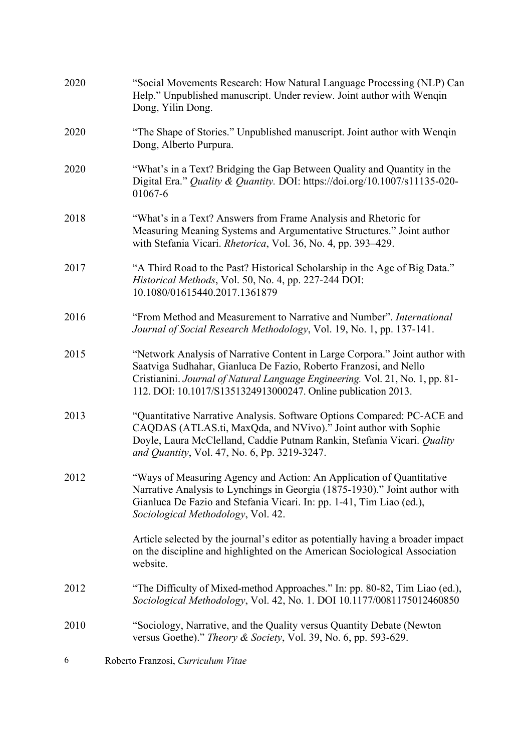2020 "Social Movements Research: How Natural Language Processing (NLP) Can Help." Unpublished manuscript. Under review. Joint author with Wenqin Dong, Yilin Dong.

2020 "The Shape of Stories." Unpublished manuscript. Joint author with Wenqin Dong, Alberto Purpura.

2020 "What's in a Text? Bridging the Gap Between Quality and Quantity in the Digital Era." *Quality & Quantity.* DOI: https://doi.org/10.1007/s11135-020-01067-6

2018 "What's in a Text? Answers from Frame Analysis and Rhetoric for Measuring Meaning Systems and Argumentative Structures." Joint author with Stefania Vicari. *Rhetorica*, Vol. 36, No. 4, pp. 393–429.

2017 "A Third Road to the Past? Historical Scholarship in the Age of Big Data." *Historical Methods*, Vol. 50, No. 4, pp. 227-244 DOI: 10.1080/01615440.2017.1361879

2016 "From Method and Measurement to Narrative and Number". *International Journal of Social Research Methodology*, Vol. 19, No. 1, pp. 137-141.

2015 "Network Analysis of Narrative Content in Large Corpora." Joint author with Saatviga Sudhahar, Gianluca De Fazio, Roberto Franzosi, and Nello Cristianini. *Journal of Natural Language Engineering.* Vol. 21, No. 1, pp. 81-112. DOI: 10.1017/S1351324913000247. Online publication 2013.

2013 "Quantitative Narrative Analysis. Software Options Compared: PC-ACE and CAQDAS (ATLAS.ti, MaxQda, and NVivo)." Joint author with Sophie Doyle, Laura McClelland, Caddie Putnam Rankin, Stefania Vicari. *Quality and Quantity*, Vol. 47, No. 6, Pp. 3219-3247.

2012 "Ways of Measuring Agency and Action: An Application of Quantitative Narrative Analysis to Lynchings in Georgia (1875-1930)." Joint author with Gianluca De Fazio and Stefania Vicari. In: pp. 1-41, Tim Liao (ed.), *Sociological Methodology*, Vol. 42.

Article selected by the journal's editor as potentially having a broader impact on the discipline and highlighted on the American Sociological Association website.

2012 "The Difficulty of Mixed-method Approaches." In: pp. 80-82, Tim Liao (ed.), *Sociological Methodology*, Vol. 42, No. 1. DOI 10.1177/0081175012460850

2010 "Sociology, Narrative, and the Quality versus Quantity Debate (Newton versus Goethe)." *Theory & Society*, Vol. 39, No. 6, pp. 593-629.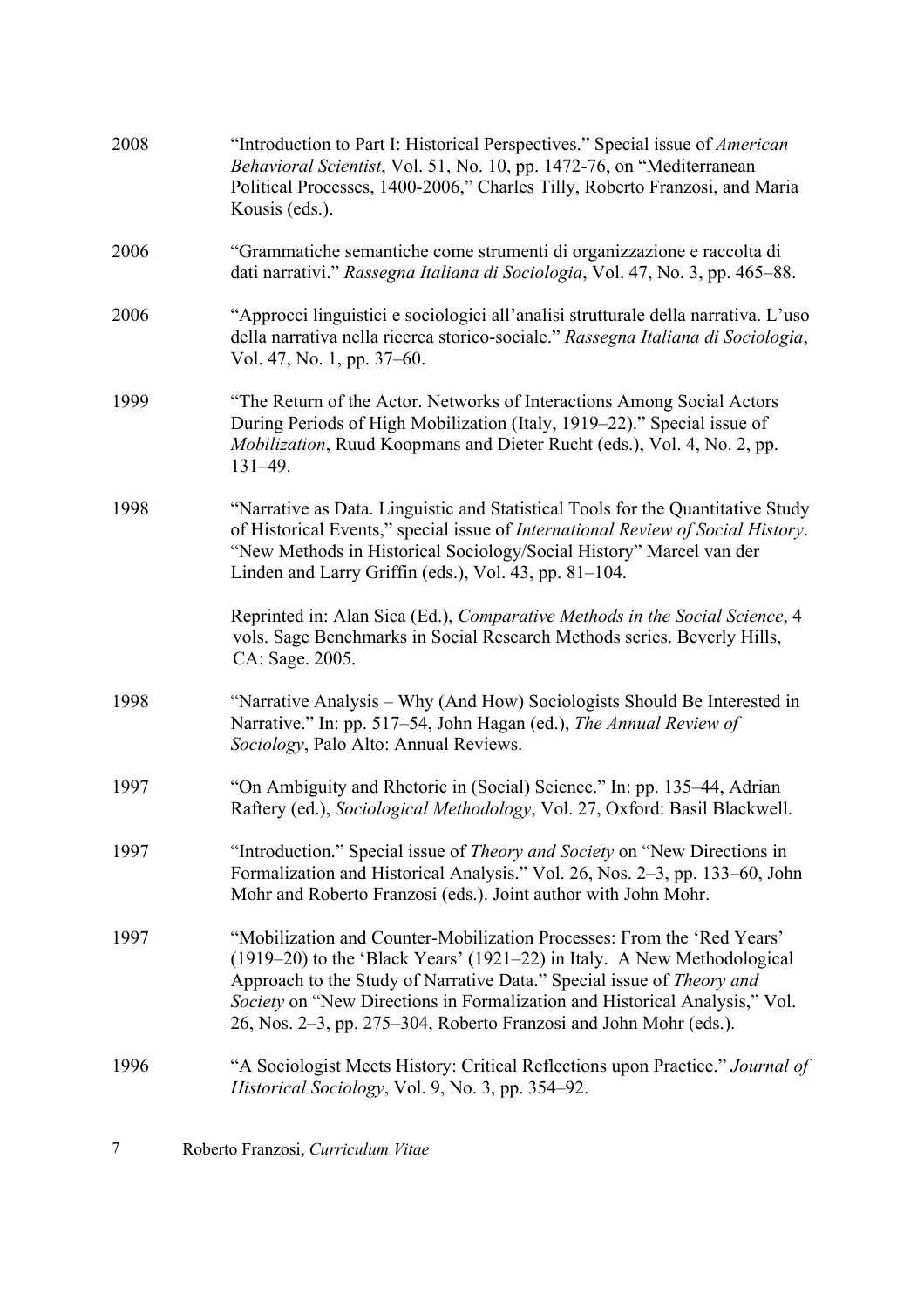2008 “Introduction to Part I: Historical Perspectives.” Special issue of *American Behavioral Scientist*, Vol. 51, No. 10, pp. 1472-76, on “Mediterranean Political Processes, 1400-2006,” Charles Tilly, Roberto Franzosi, and Maria Kousis (eds.).

2006 “Grammatiche semantiche come strumenti di organizzazione e raccolta di dati narrativi.” *Rassegna Italiana di Sociologia*, Vol. 47, No. 3, pp. 465–88.

2006 “Approcci linguistici e sociologici all’analisi strutturale della narrativa. L’uso della narrativa nella ricerca storico-sociale.” *Rassegna Italiana di Sociologia*, Vol. 47, No. 1, pp. 37–60.

1999 “The Return of the Actor. Networks of Interactions Among Social Actors During Periods of High Mobilization (Italy, 1919–22).” Special issue of *Mobilization*, Ruud Koopmans and Dieter Rucht (eds.), Vol. 4, No. 2, pp. 131–49.

1998 “Narrative as Data. Linguistic and Statistical Tools for the Quantitative Study of Historical Events,” special issue of *International Review of Social History*. “New Methods in Historical Sociology/Social History” Marcel van der Linden and Larry Griffin (eds.), Vol. 43, pp. 81–104.

Reprinted in: Alan Sica (Ed.), *Comparative Methods in the Social Science*, 4 vols. Sage Benchmarks in Social Research Methods series. Beverly Hills, CA: Sage. 2005.

1998 “Narrative Analysis – Why (And How) Sociologists Should Be Interested in Narrative.” In: pp. 517–54, John Hagan (ed.), *The Annual Review of Sociology*, Palo Alto: Annual Reviews.

1997 “On Ambiguity and Rhetoric in (Social) Science.” In: pp. 135–44, Adrian Raftery (ed.), *Sociological Methodology*, Vol. 27, Oxford: Basil Blackwell.

1997 “Introduction.” Special issue of *Theory and Society* on “New Directions in Formalization and Historical Analysis.” Vol. 26, Nos. 2–3, pp. 133–60, John Mohr and Roberto Franzosi (eds.). Joint author with John Mohr.

1997 “Mobilization and Counter-Mobilization Processes: From the ‘Red Years’ (1919–20) to the ‘Black Years’ (1921–22) in Italy. A New Methodological Approach to the Study of Narrative Data.” Special issue of *Theory and Society* on “New Directions in Formalization and Historical Analysis,” Vol. 26, Nos. 2–3, pp. 275–304, Roberto Franzosi and John Mohr (eds.).

1996 “A Sociologist Meets History: Critical Reflections upon Practice.” *Journal of Historical Sociology*, Vol. 9, No. 3, pp. 354–92.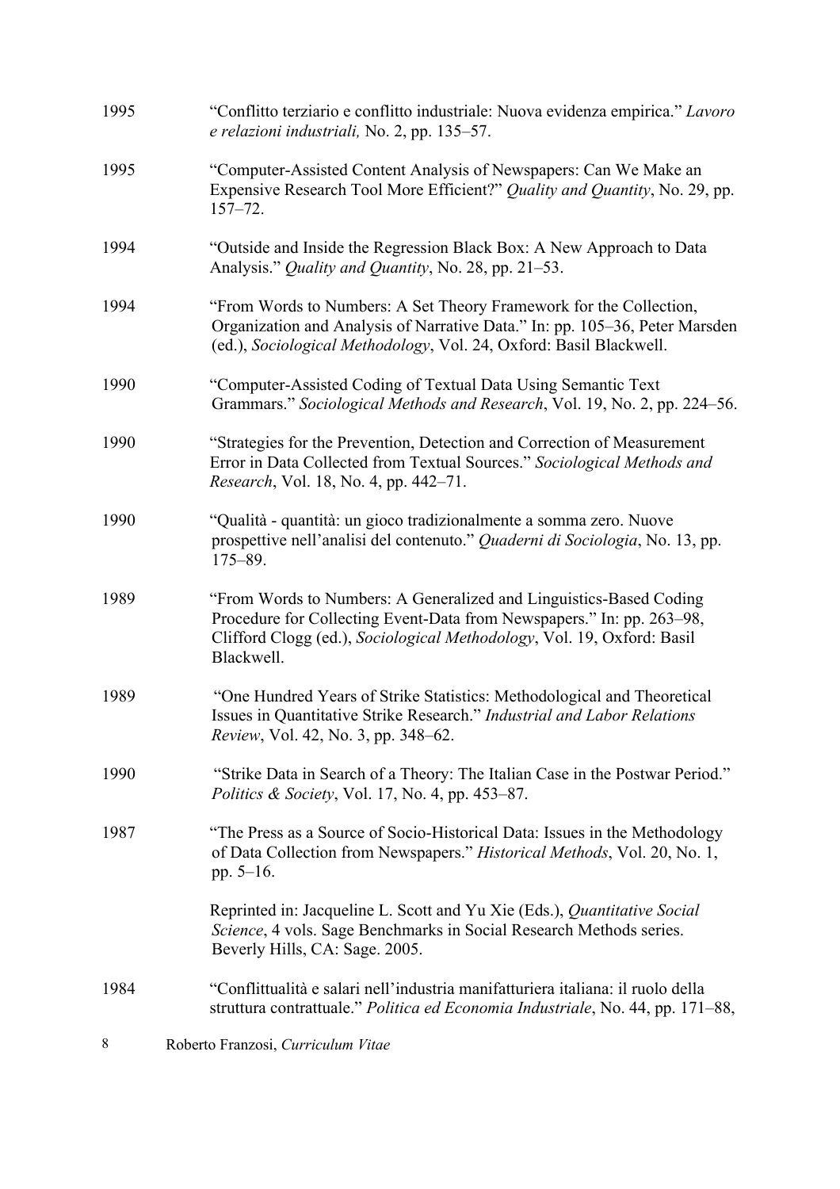1995 "Conflitto terziario e conflitto industriale: Nuova evidenza empirica." *Lavoro e relazioni industriali,* No. 2, pp. 135–57.

1995 "Computer-Assisted Content Analysis of Newspapers: Can We Make an Expensive Research Tool More Efficient?" *Quality and Quantity*, No. 29, pp. 157–72.

1994 "Outside and Inside the Regression Black Box: A New Approach to Data Analysis." *Quality and Quantity*, No. 28, pp. 21–53.

1994 "From Words to Numbers: A Set Theory Framework for the Collection, Organization and Analysis of Narrative Data." In: pp. 105–36, Peter Marsden (ed.), *Sociological Methodology*, Vol. 24, Oxford: Basil Blackwell.

1990 "Computer-Assisted Coding of Textual Data Using Semantic Text Grammars." *Sociological Methods and Research*, Vol. 19, No. 2, pp. 224–56.

1990 "Strategies for the Prevention, Detection and Correction of Measurement Error in Data Collected from Textual Sources." *Sociological Methods and Research*, Vol. 18, No. 4, pp. 442–71.

1990 "Qualità - quantità: un gioco tradizionalmente a somma zero. Nuove prospettive nell'analisi del contenuto." *Quaderni di Sociologia*, No. 13, pp. 175–89.

1989 "From Words to Numbers: A Generalized and Linguistics-Based Coding Procedure for Collecting Event-Data from Newspapers." In: pp. 263–98, Clifford Clogg (ed.), *Sociological Methodology*, Vol. 19, Oxford: Basil Blackwell.

1989 "One Hundred Years of Strike Statistics: Methodological and Theoretical Issues in Quantitative Strike Research." *Industrial and Labor Relations Review*, Vol. 42, No. 3, pp. 348–62.

1990 "Strike Data in Search of a Theory: The Italian Case in the Postwar Period." *Politics & Society*, Vol. 17, No. 4, pp. 453–87.

1987 "The Press as a Source of Socio-Historical Data: Issues in the Methodology of Data Collection from Newspapers." *Historical Methods*, Vol. 20, No. 1, pp. 5–16.

Reprinted in: Jacqueline L. Scott and Yu Xie (Eds.), *Quantitative Social Science*, 4 vols. Sage Benchmarks in Social Research Methods series. Beverly Hills, CA: Sage. 2005.

1984 "Conflittualità e salari nell'industria manifatturiera italiana: il ruolo della struttura contrattuale." *Politica ed Economia Industriale*, No. 44, pp. 171–88,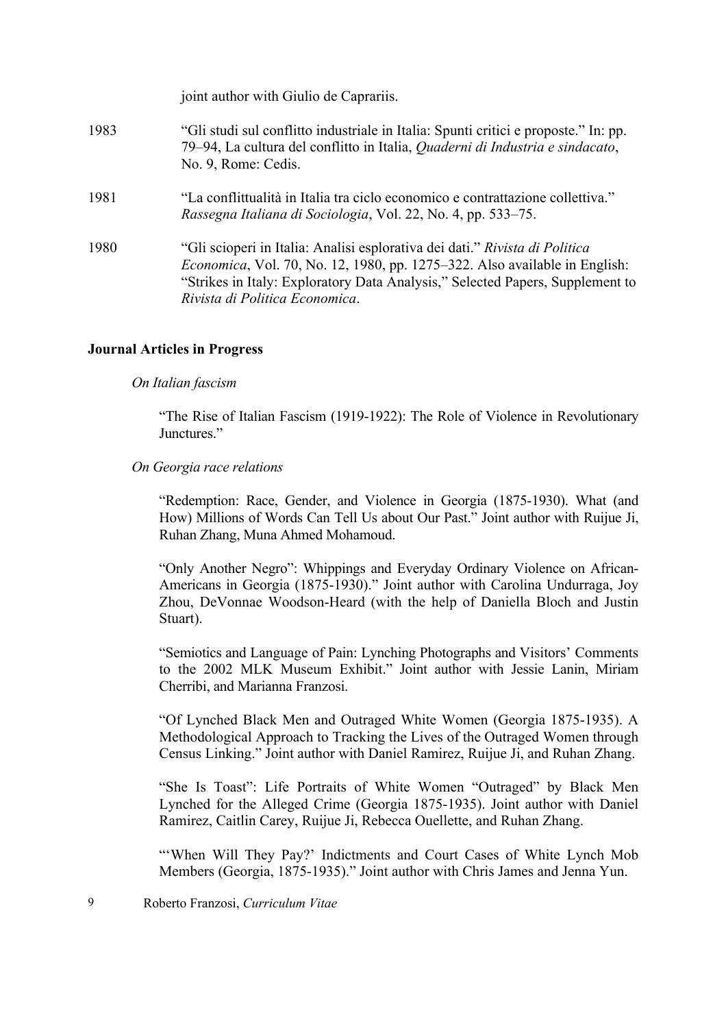joint author with Giulio de Caprariis.

1983 “Gli studi sul conflitto industriale in Italia: Spunti critici e proposte.” In: pp. 79–94, La cultura del conflitto in Italia, *Quaderni di Industria e sindacato*, No. 9, Rome: Cedis.

1981 “La conflittualità in Italia tra ciclo economico e contrattazione collettiva.” *Rassegna Italiana di Sociologia*, Vol. 22, No. 4, pp. 533–75.

1980 “Gli scioperi in Italia: Analisi esplorativa dei dati.” *Rivista di Politica Economica*, Vol. 70, No. 12, 1980, pp. 1275–322. Also available in English: “Strikes in Italy: Exploratory Data Analysis,” Selected Papers, Supplement to *Rivista di Politica Economica*.

**Journal Articles in Progress**

*On Italian fascism*

“The Rise of Italian Fascism (1919-1922): The Role of Violence in Revolutionary Junctures.”

*On Georgia race relations*

“Redemption: Race, Gender, and Violence in Georgia (1875-1930). What (and How) Millions of Words Can Tell Us about Our Past.” Joint author with Ruijue Ji, Ruhan Zhang, Muna Ahmed Mohamoud.

“Only Another Negro”: Whippings and Everyday Ordinary Violence on African-Americans in Georgia (1875-1930).” Joint author with Carolina Undurraga, Joy Zhou, DeVonnae Woodson-Heard (with the help of Daniella Bloch and Justin Stuart).

“Semiotics and Language of Pain: Lynching Photographs and Visitors’ Comments to the 2002 MLK Museum Exhibit.” Joint author with Jessie Lanin, Miriam Cherribi, and Marianna Franzosi.

“Of Lynched Black Men and Outraged White Women (Georgia 1875-1935). A Methodological Approach to Tracking the Lives of the Outraged Women through Census Linking.” Joint author with Daniel Ramirez, Ruijue Ji, and Ruhan Zhang.

“She Is Toast”: Life Portraits of White Women “Outraged” by Black Men Lynched for the Alleged Crime (Georgia 1875-1935). Joint author with Daniel Ramirez, Caitlin Carey, Ruijue Ji, Rebecca Ouellette, and Ruhan Zhang.

“‘When Will They Pay?’ Indictments and Court Cases of White Lynch Mob Members (Georgia, 1875-1935).” Joint author with Chris James and Jenna Yun.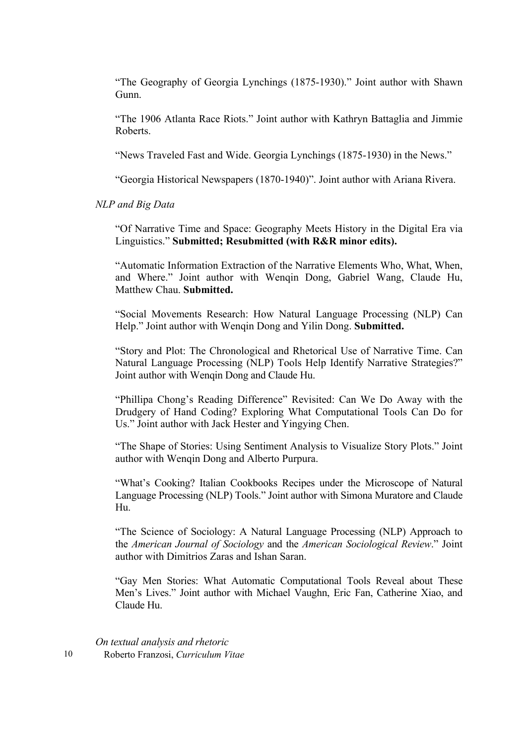"The Geography of Georgia Lynchings (1875-1930)." Joint author with Shawn Gunn.

"The 1906 Atlanta Race Riots." Joint author with Kathryn Battaglia and Jimmie Roberts.

"News Traveled Fast and Wide. Georgia Lynchings (1875-1930) in the News."

"Georgia Historical Newspapers (1870-1940)". Joint author with Ariana Rivera.

*NLP and Big Data*

"Of Narrative Time and Space: Geography Meets History in the Digital Era via Linguistics." **Submitted; Resubmitted (with R&R minor edits).**

"Automatic Information Extraction of the Narrative Elements Who, What, When, and Where." Joint author with Wenqin Dong, Gabriel Wang, Claude Hu, Matthew Chau. **Submitted.**

"Social Movements Research: How Natural Language Processing (NLP) Can Help." Joint author with Wenqin Dong and Yilin Dong. **Submitted.**

"Story and Plot: The Chronological and Rhetorical Use of Narrative Time. Can Natural Language Processing (NLP) Tools Help Identify Narrative Strategies?" Joint author with Wenqin Dong and Claude Hu.

"Phillipa Chong's Reading Difference" Revisited: Can We Do Away with the Drudgery of Hand Coding? Exploring What Computational Tools Can Do for Us." Joint author with Jack Hester and Yingying Chen.

"The Shape of Stories: Using Sentiment Analysis to Visualize Story Plots." Joint author with Wenqin Dong and Alberto Purpura.

"What's Cooking? Italian Cookbooks Recipes under the Microscope of Natural Language Processing (NLP) Tools." Joint author with Simona Muratore and Claude Hu.

"The Science of Sociology: A Natural Language Processing (NLP) Approach to the *American Journal of Sociology* and the *American Sociological Review*." Joint author with Dimitrios Zaras and Ishan Saran.

"Gay Men Stories: What Automatic Computational Tools Reveal about These Men's Lives." Joint author with Michael Vaughn, Eric Fan, Catherine Xiao, and Claude Hu.

*On textual analysis and rhetoric*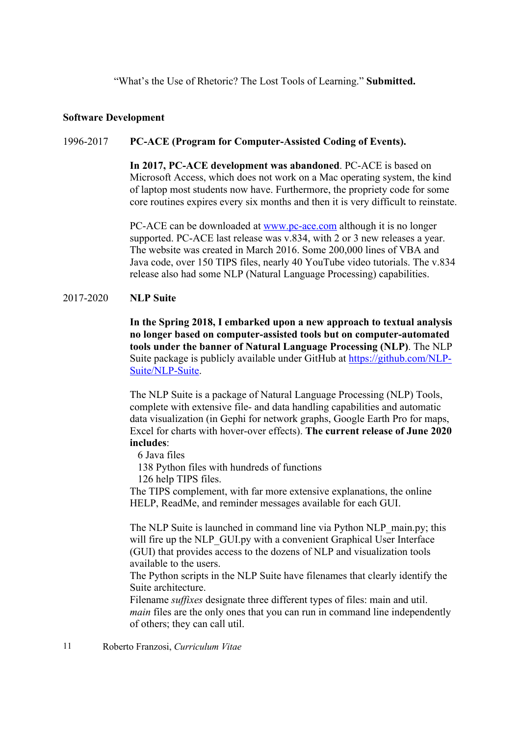"What's the Use of Rhetoric? The Lost Tools of Learning." **Submitted.**

**Software Development**

1996-2017 **PC-ACE (Program for Computer-Assisted Coding of Events).**

**In 2017, PC-ACE development was abandoned**. PC-ACE is based on Microsoft Access, which does not work on a Mac operating system, the kind of laptop most students now have. Furthermore, the propriety code for some core routines expires every six months and then it is very difficult to reinstate.

PC-ACE can be downloaded at [www.pc-ace.com](www.pc-ace.com) although it is no longer supported. PC-ACE last release was v.834, with 2 or 3 new releases a year. The website was created in March 2016. Some 200,000 lines of VBA and Java code, over 150 TIPS files, nearly 40 YouTube video tutorials. The v.834 release also had some NLP (Natural Language Processing) capabilities.

2017-2020 **NLP Suite**

**In the Spring 2018, I embarked upon a new approach to textual analysis no longer based on computer-assisted tools but on computer-automated tools under the banner of Natural Language Processing (NLP)**. The NLP Suite package is publicly available under GitHub at [https://github.com/NLP-Suite/NLP-Suite](https://github.com/NLP-Suite/NLP-Suite).

The NLP Suite is a package of Natural Language Processing (NLP) Tools, complete with extensive file- and data handling capabilities and automatic data visualization (in Gephi for network graphs, Google Earth Pro for maps, Excel for charts with hover-over effects). **The current release of June 2020 includes**:

- 6 Java files
- 138 Python files with hundreds of functions
- 126 help TIPS files.

The TIPS complement, with far more extensive explanations, the online HELP, ReadMe, and reminder messages available for each GUI.

The NLP Suite is launched in command line via Python NLP_main.py; this will fire up the NLP_GUI.py with a convenient Graphical User Interface (GUI) that provides access to the dozens of NLP and visualization tools available to the users.
The Python scripts in the NLP Suite have filenames that clearly identify the Suite architecture.
Filename *suffixes* designate three different types of files: main and util.
*main* files are the only ones that you can run in command line independently of others; they can call util.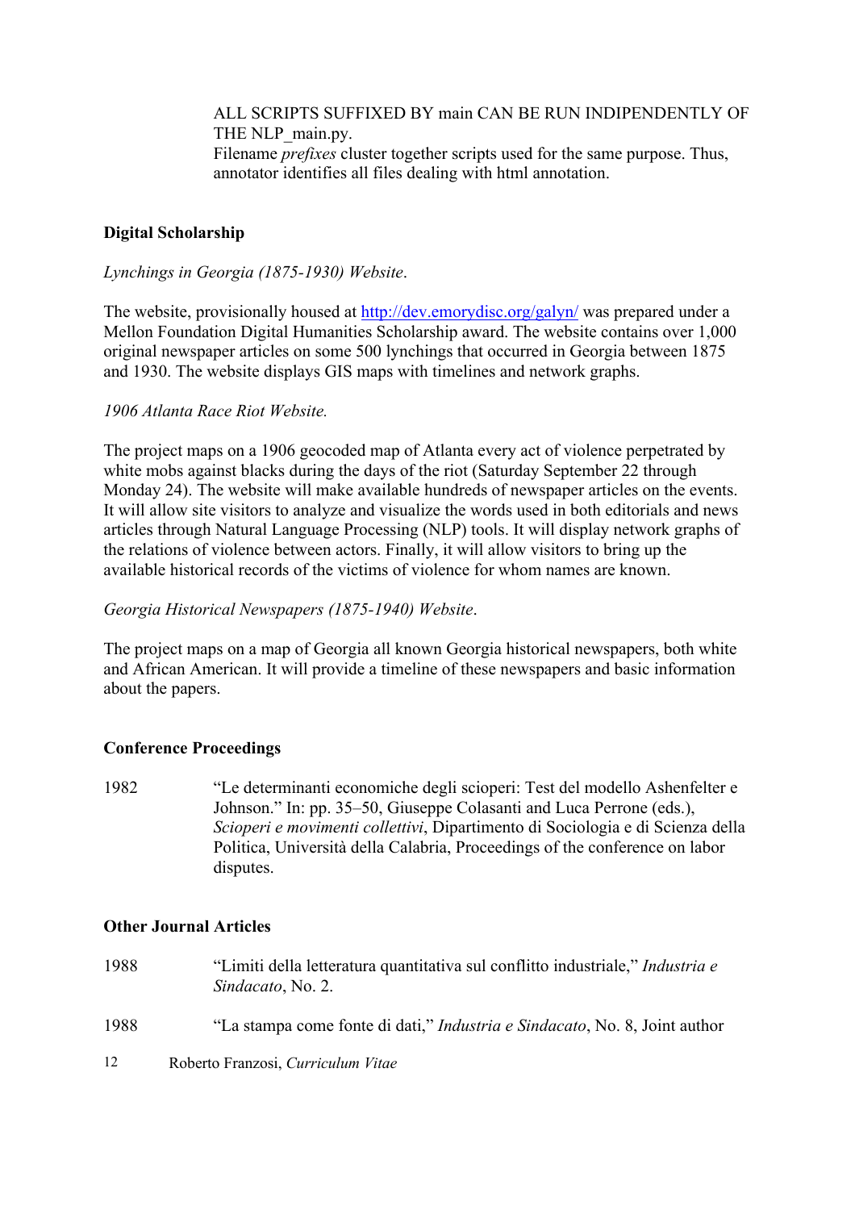ALL SCRIPTS SUFFIXED BY main CAN BE RUN INDIPENDENTLY OF THE NLP_main.py.
Filename *prefixes* cluster together scripts used for the same purpose. Thus, annotator identifies all files dealing with html annotation.

**Digital Scholarship**

*Lynchings in Georgia (1875-1930) Website*.

The website, provisionally housed at http://dev.emorydisc.org/galyn/ was prepared under a Mellon Foundation Digital Humanities Scholarship award. The website contains over 1,000 original newspaper articles on some 500 lynchings that occurred in Georgia between 1875 and 1930. The website displays GIS maps with timelines and network graphs.

*1906 Atlanta Race Riot Website.*

The project maps on a 1906 geocoded map of Atlanta every act of violence perpetrated by white mobs against blacks during the days of the riot (Saturday September 22 through Monday 24). The website will make available hundreds of newspaper articles on the events. It will allow site visitors to analyze and visualize the words used in both editorials and news articles through Natural Language Processing (NLP) tools. It will display network graphs of the relations of violence between actors. Finally, it will allow visitors to bring up the available historical records of the victims of violence for whom names are known.

*Georgia Historical Newspapers (1875-1940) Website*.

The project maps on a map of Georgia all known Georgia historical newspapers, both white and African American. It will provide a timeline of these newspapers and basic information about the papers.

**Conference Proceedings**

1982 “Le determinanti economiche degli scioperi: Test del modello Ashenfelter e Johnson.” In: pp. 35–50, Giuseppe Colasanti and Luca Perrone (eds.), *Scioperi e movimenti collettivi*, Dipartimento di Sociologia e di Scienza della Politica, Università della Calabria, Proceedings of the conference on labor disputes.

**Other Journal Articles**

1988 “Limiti della letteratura quantitativa sul conflitto industriale,” *Industria e Sindacato*, No. 2.

1988 “La stampa come fonte di dati,” *Industria e Sindacato*, No. 8, Joint author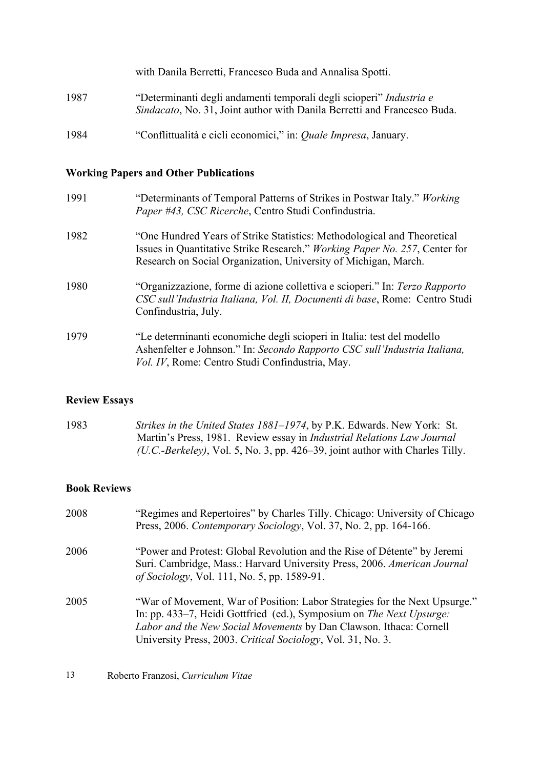with Danila Berretti, Francesco Buda and Annalisa Spotti.

1987 "Determinanti degli andamenti temporali degli scioperi" *Industria e Sindacato*, No. 31, Joint author with Danila Berretti and Francesco Buda.

1984 "Conflittualità e cicli economici," in: *Quale Impresa*, January.

**Working Papers and Other Publications**

1991 "Determinants of Temporal Patterns of Strikes in Postwar Italy." *Working Paper #43, CSC Ricerche*, Centro Studi Confindustria.

1982 "One Hundred Years of Strike Statistics: Methodological and Theoretical Issues in Quantitative Strike Research." *Working Paper No. 257*, Center for Research on Social Organization, University of Michigan, March.

1980 "Organizzazione, forme di azione collettiva e scioperi." In: *Terzo Rapporto CSC sull'Industria Italiana, Vol. II, Documenti di base*, Rome: Centro Studi Confindustria, July.

1979 "Le determinanti economiche degli scioperi in Italia: test del modello Ashenfelter e Johnson." In: *Secondo Rapporto CSC sull'Industria Italiana, Vol. IV*, Rome: Centro Studi Confindustria, May.

**Review Essays**

1983 *Strikes in the United States 1881–1974*, by P.K. Edwards. New York: St. Martin's Press, 1981. Review essay in *Industrial Relations Law Journal (U.C.-Berkeley)*, Vol. 5, No. 3, pp. 426–39, joint author with Charles Tilly.

**Book Reviews**

2008 "Regimes and Repertoires" by Charles Tilly. Chicago: University of Chicago Press, 2006. *Contemporary Sociology*, Vol. 37, No. 2, pp. 164-166.

2006 "Power and Protest: Global Revolution and the Rise of Détente" by Jeremi Suri. Cambridge, Mass.: Harvard University Press, 2006. *American Journal of Sociology*, Vol. 111, No. 5, pp. 1589-91.

2005 "War of Movement, War of Position: Labor Strategies for the Next Upsurge." In: pp. 433–7, Heidi Gottfried (ed.), Symposium on *The Next Upsurge: Labor and the New Social Movements* by Dan Clawson. Ithaca: Cornell University Press, 2003. *Critical Sociology*, Vol. 31, No. 3.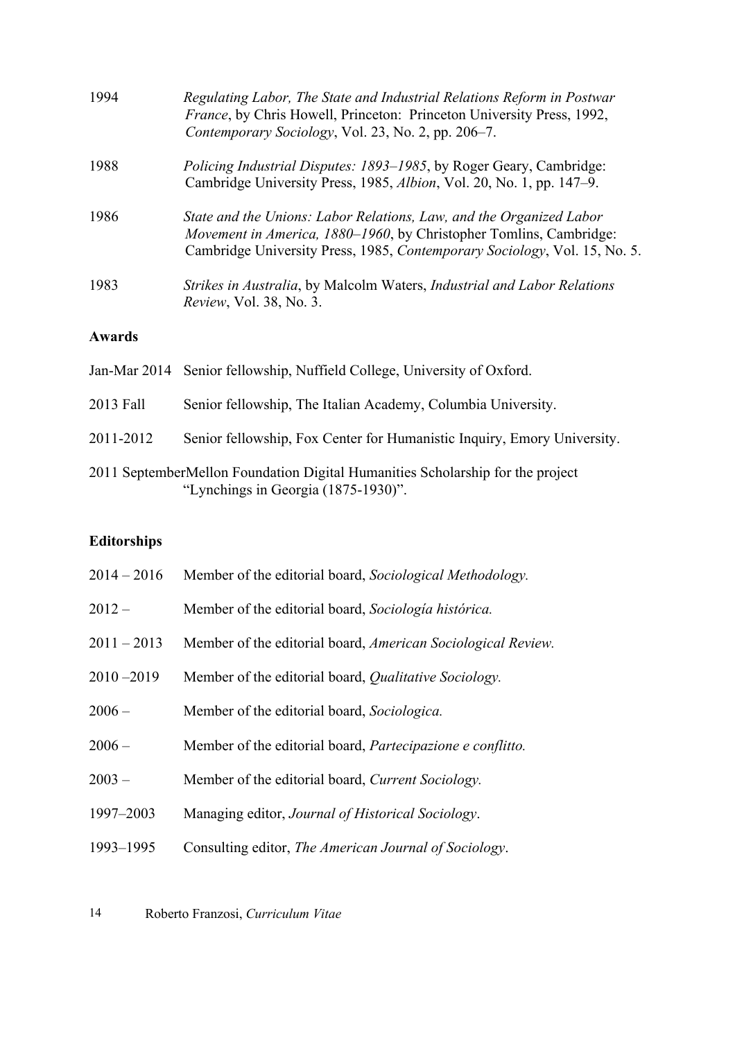1994 *Regulating Labor, The State and Industrial Relations Reform in Postwar France*, by Chris Howell, Princeton: Princeton University Press, 1992, *Contemporary Sociology*, Vol. 23, No. 2, pp. 206–7.

1988 *Policing Industrial Disputes: 1893–1985*, by Roger Geary, Cambridge: Cambridge University Press, 1985, *Albion*, Vol. 20, No. 1, pp. 147–9.

1986 *State and the Unions: Labor Relations, Law, and the Organized Labor Movement in America, 1880–1960*, by Christopher Tomlins, Cambridge: Cambridge University Press, 1985, *Contemporary Sociology*, Vol. 15, No. 5.

1983 *Strikes in Australia*, by Malcolm Waters, *Industrial and Labor Relations Review*, Vol. 38, No. 3.

**Awards**

Jan-Mar 2014 Senior fellowship, Nuffield College, University of Oxford.

2013 Fall Senior fellowship, The Italian Academy, Columbia University.

2011-2012 Senior fellowship, Fox Center for Humanistic Inquiry, Emory University.

2011 September Mellon Foundation Digital Humanities Scholarship for the project "Lynchings in Georgia (1875-1930)".

**Editorships**

2014 – 2016 Member of the editorial board, *Sociological Methodology.*

2012 – Member of the editorial board, *Sociología histórica.*

2011 – 2013 Member of the editorial board, *American Sociological Review.*

2010 –2019 Member of the editorial board, *Qualitative Sociology.*

2006 – Member of the editorial board, *Sociologica.*

2006 – Member of the editorial board, *Partecipazione e conflitto.*

2003 – Member of the editorial board, *Current Sociology.*

1997–2003 Managing editor, *Journal of Historical Sociology*.

1993–1995 Consulting editor, *The American Journal of Sociology*.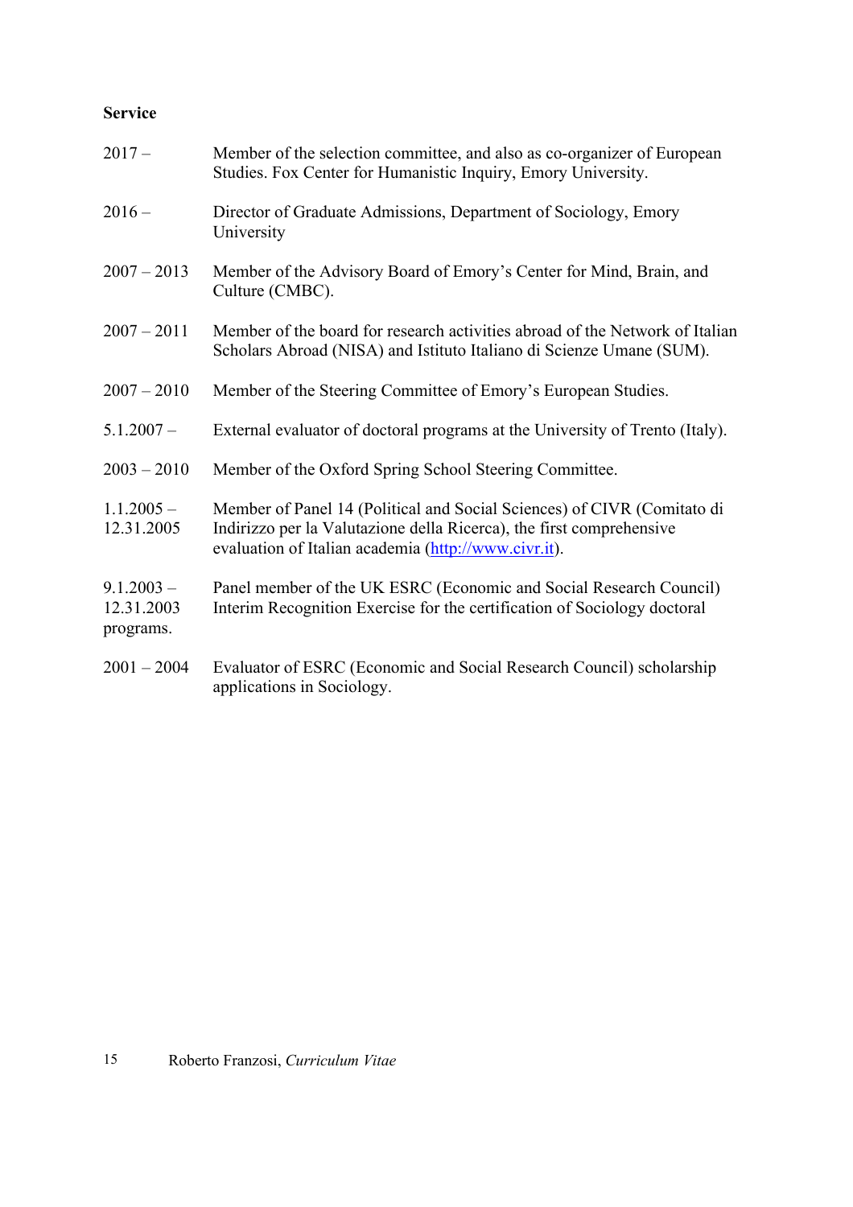**Service**

| | |
|---|---|
| 2017 – | Member of the selection committee, and also as co-organizer of European Studies. Fox Center for Humanistic Inquiry, Emory University. |
| 2016 – | Director of Graduate Admissions, Department of Sociology, Emory University |
| 2007 – 2013 | Member of the Advisory Board of Emory's Center for Mind, Brain, and Culture (CMBC). |
| 2007 – 2011 | Member of the board for research activities abroad of the Network of Italian Scholars Abroad (NISA) and Istituto Italiano di Scienze Umane (SUM). |
| 2007 – 2010 | Member of the Steering Committee of Emory's European Studies. |
| 5.1.2007 – | External evaluator of doctoral programs at the University of Trento (Italy). |
| 2003 – 2010 | Member of the Oxford Spring School Steering Committee. |
| 1.1.2005 – 12.31.2005 | Member of Panel 14 (Political and Social Sciences) of CIVR (Comitato di Indirizzo per la Valutazione della Ricerca), the first comprehensive evaluation of Italian academia (http://www.civr.it). |
| 9.1.2003 – 12.31.2003 | Panel member of the UK ESRC (Economic and Social Research Council) Interim Recognition Exercise for the certification of Sociology doctoral programs. |
| 2001 – 2004 | Evaluator of ESRC (Economic and Social Research Council) scholarship applications in Sociology. |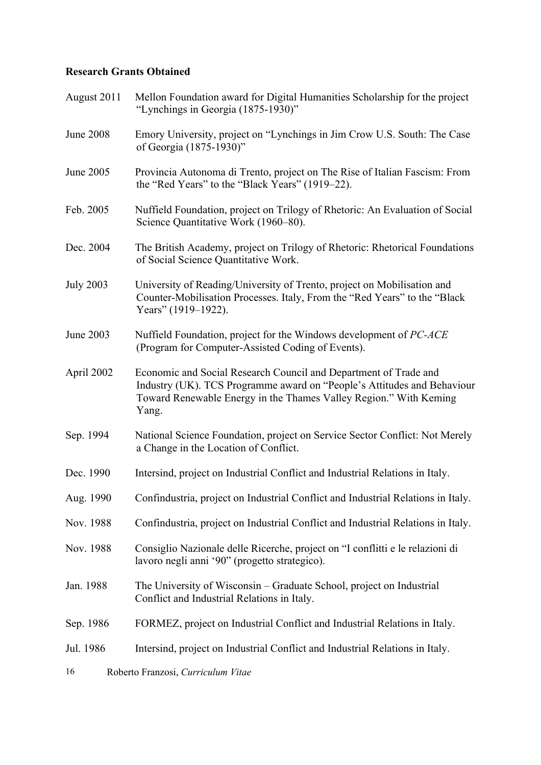**Research Grants Obtained**

August 2011 Mellon Foundation award for Digital Humanities Scholarship for the project "Lynchings in Georgia (1875-1930)"

June 2008 Emory University, project on "Lynchings in Jim Crow U.S. South: The Case of Georgia (1875-1930)"

June 2005 Provincia Autonoma di Trento, project on The Rise of Italian Fascism: From the "Red Years" to the "Black Years" (1919–22).

Feb. 2005 Nuffield Foundation, project on Trilogy of Rhetoric: An Evaluation of Social Science Quantitative Work (1960–80).

Dec. 2004 The British Academy, project on Trilogy of Rhetoric: Rhetorical Foundations of Social Science Quantitative Work.

July 2003 University of Reading/University of Trento, project on Mobilisation and Counter-Mobilisation Processes. Italy, From the "Red Years" to the "Black Years" (1919–1922).

June 2003 Nuffield Foundation, project for the Windows development of *PC-ACE* (Program for Computer-Assisted Coding of Events).

April 2002 Economic and Social Research Council and Department of Trade and Industry (UK). TCS Programme award on "People's Attitudes and Behaviour Toward Renewable Energy in the Thames Valley Region." With Keming Yang.

Sep. 1994 National Science Foundation, project on Service Sector Conflict: Not Merely a Change in the Location of Conflict.

Dec. 1990 Intersind, project on Industrial Conflict and Industrial Relations in Italy.

Aug. 1990 Confindustria, project on Industrial Conflict and Industrial Relations in Italy.

Nov. 1988 Confindustria, project on Industrial Conflict and Industrial Relations in Italy.

Nov. 1988 Consiglio Nazionale delle Ricerche, project on "I conflitti e le relazioni di lavoro negli anni '90" (progetto strategico).

Jan. 1988 The University of Wisconsin – Graduate School, project on Industrial Conflict and Industrial Relations in Italy.

Sep. 1986 FORMEZ, project on Industrial Conflict and Industrial Relations in Italy.

Jul. 1986 Intersind, project on Industrial Conflict and Industrial Relations in Italy.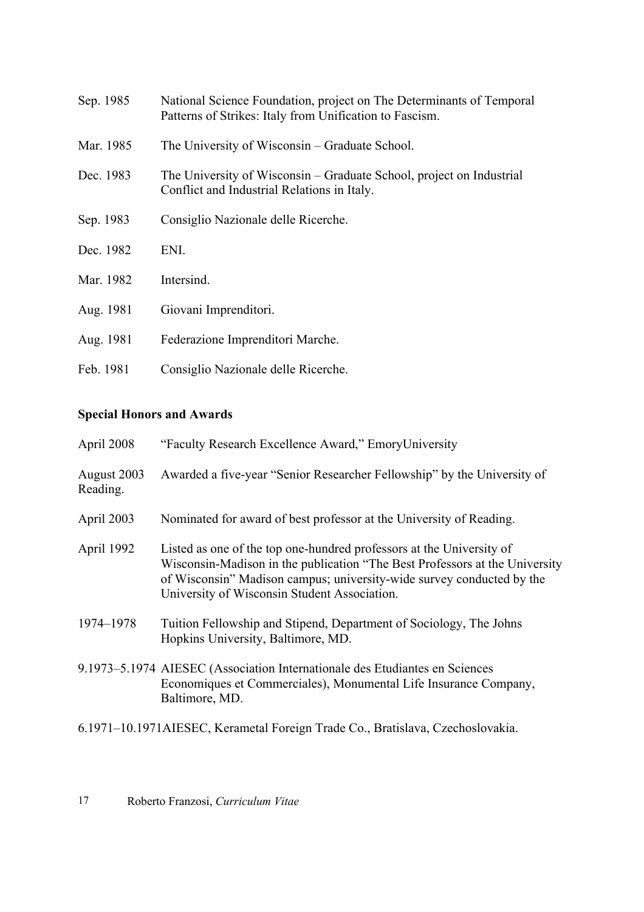Sep. 1985 National Science Foundation, project on The Determinants of Temporal Patterns of Strikes: Italy from Unification to Fascism.

Mar. 1985 The University of Wisconsin – Graduate School.

Dec. 1983 The University of Wisconsin – Graduate School, project on Industrial Conflict and Industrial Relations in Italy.

Sep. 1983 Consiglio Nazionale delle Ricerche.

Dec. 1982 ENI.

Mar. 1982 Intersind.

Aug. 1981 Giovani Imprenditori.

Aug. 1981 Federazione Imprenditori Marche.

Feb. 1981 Consiglio Nazionale delle Ricerche.

**Special Honors and Awards**

April 2008 "Faculty Research Excellence Award," EmoryUniversity

August 2003 Awarded a five-year "Senior Researcher Fellowship" by the University of Reading.

April 2003 Nominated for award of best professor at the University of Reading.

April 1992 Listed as one of the top one-hundred professors at the University of Wisconsin-Madison in the publication "The Best Professors at the University of Wisconsin" Madison campus; university-wide survey conducted by the University of Wisconsin Student Association.

1974–1978 Tuition Fellowship and Stipend, Department of Sociology, The Johns Hopkins University, Baltimore, MD.

9.1973–5.1974 AIESEC (Association Internationale des Etudiantes en Sciences Economiques et Commerciales), Monumental Life Insurance Company, Baltimore, MD.

6.1971–10.1971 AIESEC, Kerametal Foreign Trade Co., Bratislava, Czechoslovakia.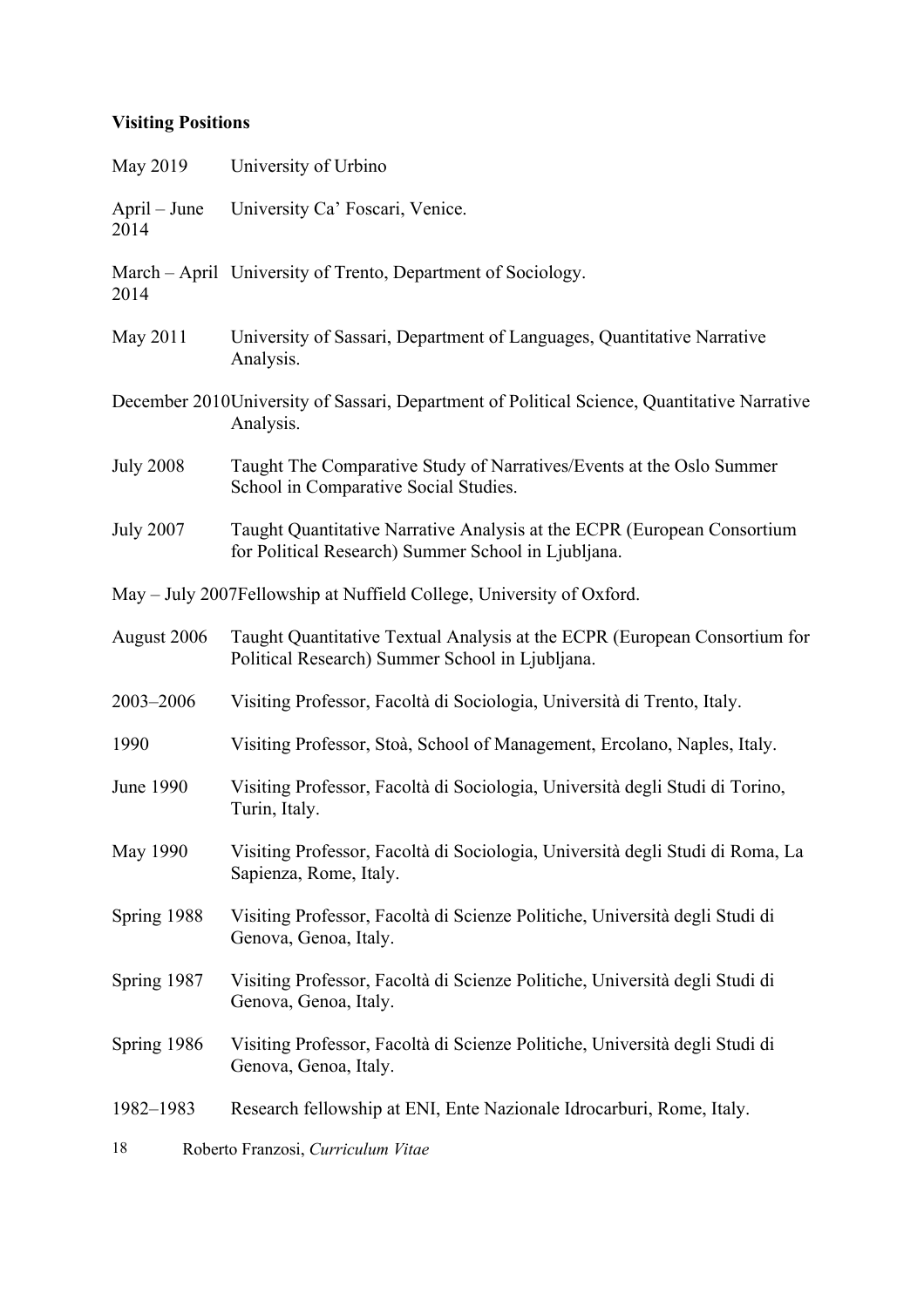**Visiting Positions**

May 2019 University of Urbino

April – June 2014 University Ca' Foscari, Venice.

March – April 2014 University of Trento, Department of Sociology.

May 2011 University of Sassari, Department of Languages, Quantitative Narrative Analysis.

December 2010 University of Sassari, Department of Political Science, Quantitative Narrative Analysis.

July 2008 Taught The Comparative Study of Narratives/Events at the Oslo Summer School in Comparative Social Studies.

July 2007 Taught Quantitative Narrative Analysis at the ECPR (European Consortium for Political Research) Summer School in Ljubljana.

May – July 2007 Fellowship at Nuffield College, University of Oxford.

August 2006 Taught Quantitative Textual Analysis at the ECPR (European Consortium for Political Research) Summer School in Ljubljana.

2003–2006 Visiting Professor, Facoltà di Sociologia, Università di Trento, Italy.

1990 Visiting Professor, Stoà, School of Management, Ercolano, Naples, Italy.

June 1990 Visiting Professor, Facoltà di Sociologia, Università degli Studi di Torino, Turin, Italy.

May 1990 Visiting Professor, Facoltà di Sociologia, Università degli Studi di Roma, La Sapienza, Rome, Italy.

Spring 1988 Visiting Professor, Facoltà di Scienze Politiche, Università degli Studi di Genova, Genoa, Italy.

Spring 1987 Visiting Professor, Facoltà di Scienze Politiche, Università degli Studi di Genova, Genoa, Italy.

Spring 1986 Visiting Professor, Facoltà di Scienze Politiche, Università degli Studi di Genova, Genoa, Italy.

1982–1983 Research fellowship at ENI, Ente Nazionale Idrocarburi, Rome, Italy.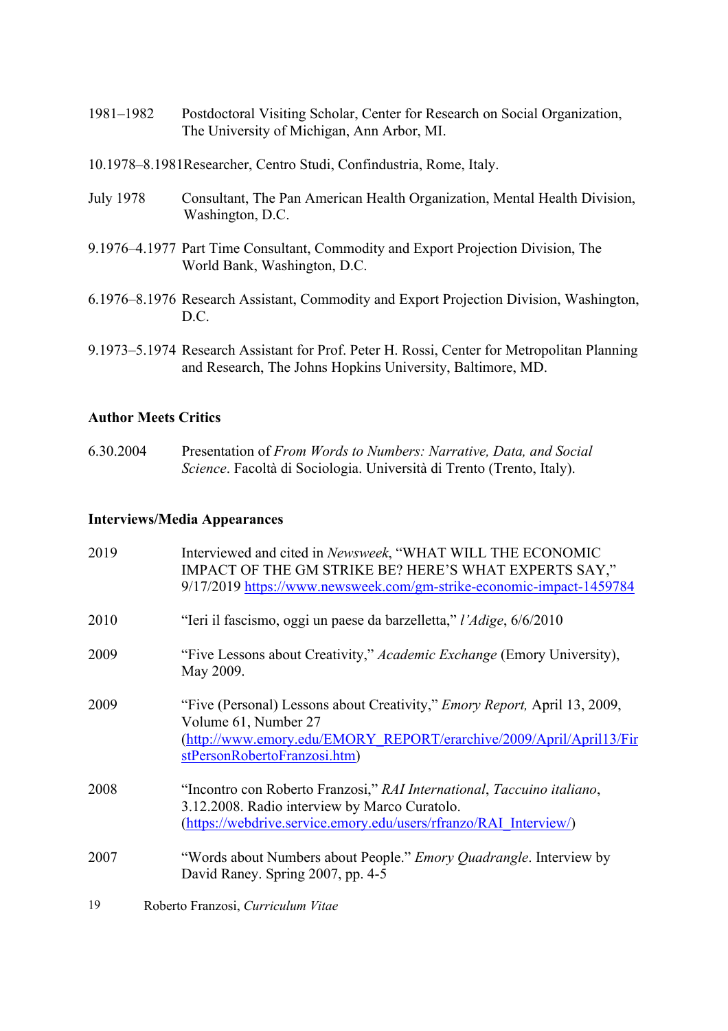1981–1982 Postdoctoral Visiting Scholar, Center for Research on Social Organization, The University of Michigan, Ann Arbor, MI.

10.1978–8.1981 Researcher, Centro Studi, Confindustria, Rome, Italy.

July 1978 Consultant, The Pan American Health Organization, Mental Health Division, Washington, D.C.

9.1976–4.1977 Part Time Consultant, Commodity and Export Projection Division, The World Bank, Washington, D.C.

6.1976–8.1976 Research Assistant, Commodity and Export Projection Division, Washington, D.C.

9.1973–5.1974 Research Assistant for Prof. Peter H. Rossi, Center for Metropolitan Planning and Research, The Johns Hopkins University, Baltimore, MD.

**Author Meets Critics**

6.30.2004 Presentation of *From Words to Numbers: Narrative, Data, and Social Science*. Facoltà di Sociologia. Università di Trento (Trento, Italy).

**Interviews/Media Appearances**

2019 Interviewed and cited in *Newsweek*, "WHAT WILL THE ECONOMIC IMPACT OF THE GM STRIKE BE? HERE'S WHAT EXPERTS SAY," 9/17/2019 https://www.newsweek.com/gm-strike-economic-impact-1459784

2010 "Ieri il fascismo, oggi un paese da barzelletta," *l'Adige*, 6/6/2010

2009 "Five Lessons about Creativity," *Academic Exchange* (Emory University), May 2009.

2009 "Five (Personal) Lessons about Creativity," *Emory Report,* April 13, 2009, Volume 61, Number 27 (http://www.emory.edu/EMORY_REPORT/erarchive/2009/April/April13/FirstPersonRobertoFranzosi.htm)

2008 "Incontro con Roberto Franzosi," *RAI International*, *Taccuino italiano*, 3.12.2008. Radio interview by Marco Curatolo. (https://webdrive.service.emory.edu/users/rfranzo/RAI_Interview/)

2007 "Words about Numbers about People." *Emory Quadrangle*. Interview by David Raney. Spring 2007, pp. 4-5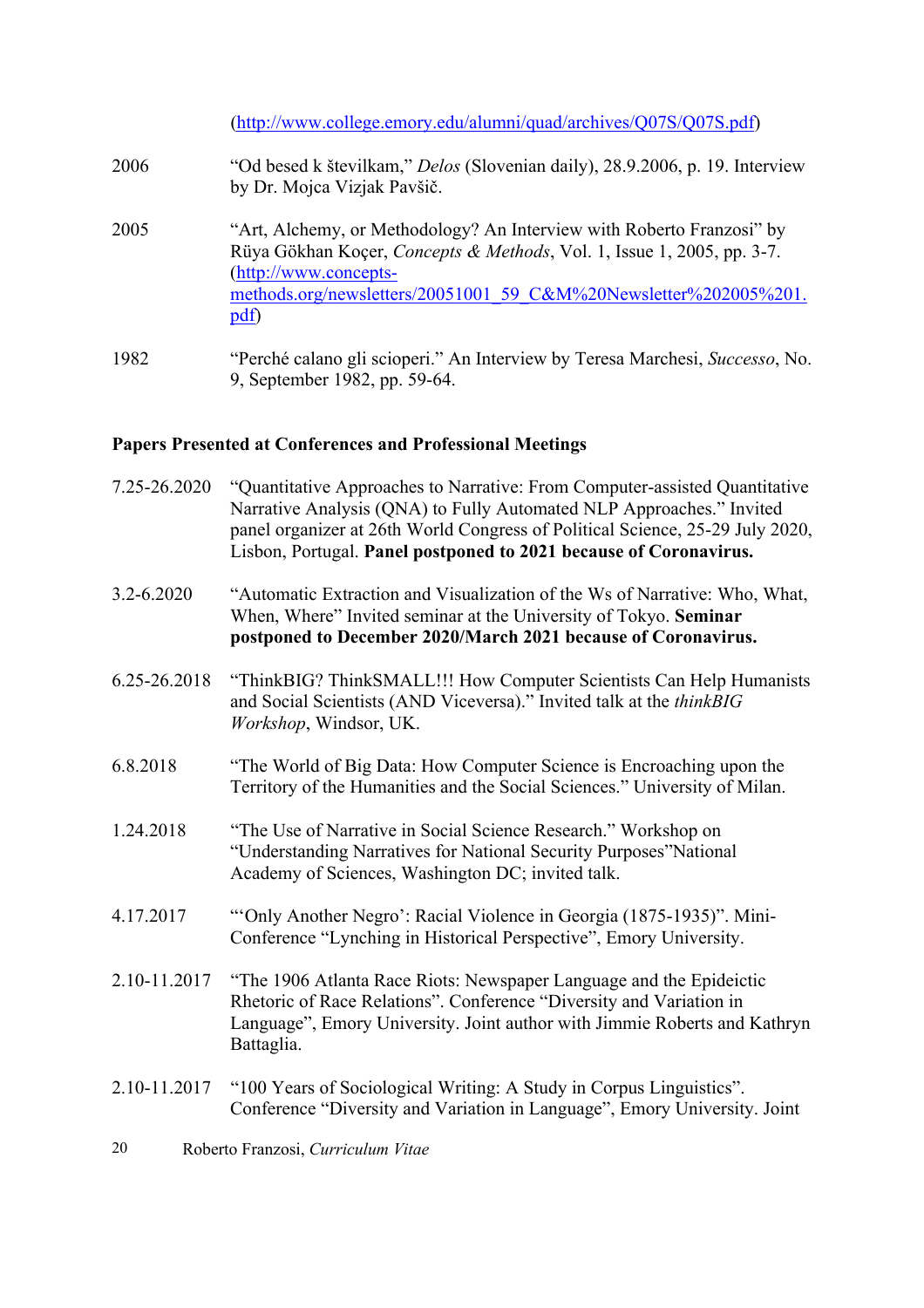(http://www.college.emory.edu/alumni/quad/archives/Q07S/Q07S.pdf)

2006 “Od besed k številkam,” *Delos* (Slovenian daily), 28.9.2006, p. 19. Interview by Dr. Mojca Vizjak Pavšič.

2005 “Art, Alchemy, or Methodology? An Interview with Roberto Franzosi” by Rüya Gökhan Koçer, *Concepts & Methods*, Vol. 1, Issue 1, 2005, pp. 3-7. (http://www.concepts-methods.org/newsletters/20051001_59_C&M%20Newsletter%202005%201.pdf)

1982 “Perché calano gli scioperi.” An Interview by Teresa Marchesi, *Successo*, No. 9, September 1982, pp. 59-64.

**Papers Presented at Conferences and Professional Meetings**

7.25-26.2020 “Quantitative Approaches to Narrative: From Computer-assisted Quantitative Narrative Analysis (QNA) to Fully Automated NLP Approaches.” Invited panel organizer at 26th World Congress of Political Science, 25-29 July 2020, Lisbon, Portugal. **Panel postponed to 2021 because of Coronavirus.**

3.2-6.2020 “Automatic Extraction and Visualization of the Ws of Narrative: Who, What, When, Where” Invited seminar at the University of Tokyo. **Seminar postponed to December 2020/March 2021 because of Coronavirus.**

6.25-26.2018 “ThinkBIG? ThinkSMALL!!! How Computer Scientists Can Help Humanists and Social Scientists (AND Viceversa).” Invited talk at the *thinkBIG Workshop*, Windsor, UK.

6.8.2018 “The World of Big Data: How Computer Science is Encroaching upon the Territory of the Humanities and the Social Sciences.” University of Milan.

1.24.2018 “The Use of Narrative in Social Science Research.” Workshop on “Understanding Narratives for National Security Purposes”National Academy of Sciences, Washington DC; invited talk.

4.17.2017 “‘Only Another Negro’: Racial Violence in Georgia (1875-1935)”. Mini-Conference “Lynching in Historical Perspective”, Emory University.

2.10-11.2017 “The 1906 Atlanta Race Riots: Newspaper Language and the Epideictic Rhetoric of Race Relations”. Conference “Diversity and Variation in Language”, Emory University. Joint author with Jimmie Roberts and Kathryn Battaglia.

2.10-11.2017 “100 Years of Sociological Writing: A Study in Corpus Linguistics”. Conference “Diversity and Variation in Language”, Emory University. Joint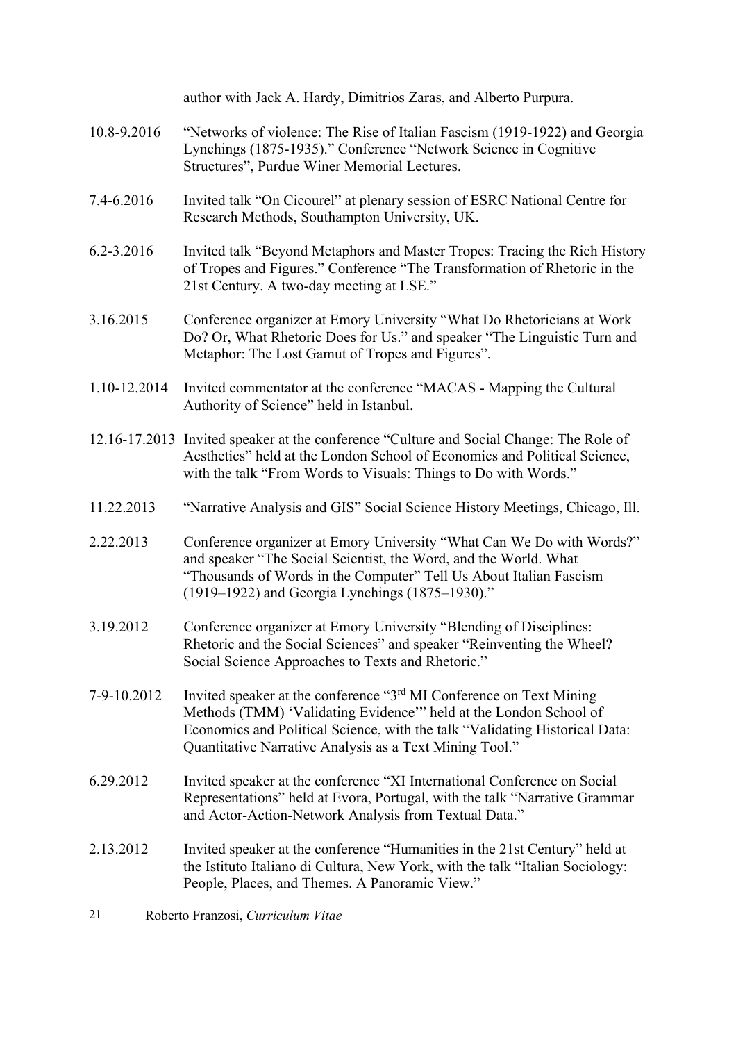author with Jack A. Hardy, Dimitrios Zaras, and Alberto Purpura.

10.8-9.2016 "Networks of violence: The Rise of Italian Fascism (1919-1922) and Georgia Lynchings (1875-1935)." Conference "Network Science in Cognitive Structures", Purdue Winer Memorial Lectures.

7.4-6.2016 Invited talk "On Cicourel" at plenary session of ESRC National Centre for Research Methods, Southampton University, UK.

6.2-3.2016 Invited talk "Beyond Metaphors and Master Tropes: Tracing the Rich History of Tropes and Figures." Conference "The Transformation of Rhetoric in the 21st Century. A two-day meeting at LSE."

3.16.2015 Conference organizer at Emory University "What Do Rhetoricians at Work Do? Or, What Rhetoric Does for Us." and speaker "The Linguistic Turn and Metaphor: The Lost Gamut of Tropes and Figures".

1.10-12.2014 Invited commentator at the conference "MACAS - Mapping the Cultural Authority of Science" held in Istanbul.

12.16-17.2013 Invited speaker at the conference "Culture and Social Change: The Role of Aesthetics" held at the London School of Economics and Political Science, with the talk "From Words to Visuals: Things to Do with Words."

11.22.2013 "Narrative Analysis and GIS" Social Science History Meetings, Chicago, Ill.

2.22.2013 Conference organizer at Emory University "What Can We Do with Words?" and speaker "The Social Scientist, the Word, and the World. What "Thousands of Words in the Computer" Tell Us About Italian Fascism (1919–1922) and Georgia Lynchings (1875–1930)."

3.19.2012 Conference organizer at Emory University "Blending of Disciplines: Rhetoric and the Social Sciences" and speaker "Reinventing the Wheel? Social Science Approaches to Texts and Rhetoric."

7-9-10.2012 Invited speaker at the conference "3rd MI Conference on Text Mining Methods (TMM) 'Validating Evidence'" held at the London School of Economics and Political Science, with the talk "Validating Historical Data: Quantitative Narrative Analysis as a Text Mining Tool."

6.29.2012 Invited speaker at the conference "XI International Conference on Social Representations" held at Evora, Portugal, with the talk "Narrative Grammar and Actor-Action-Network Analysis from Textual Data."

2.13.2012 Invited speaker at the conference "Humanities in the 21st Century" held at the Istituto Italiano di Cultura, New York, with the talk "Italian Sociology: People, Places, and Themes. A Panoramic View."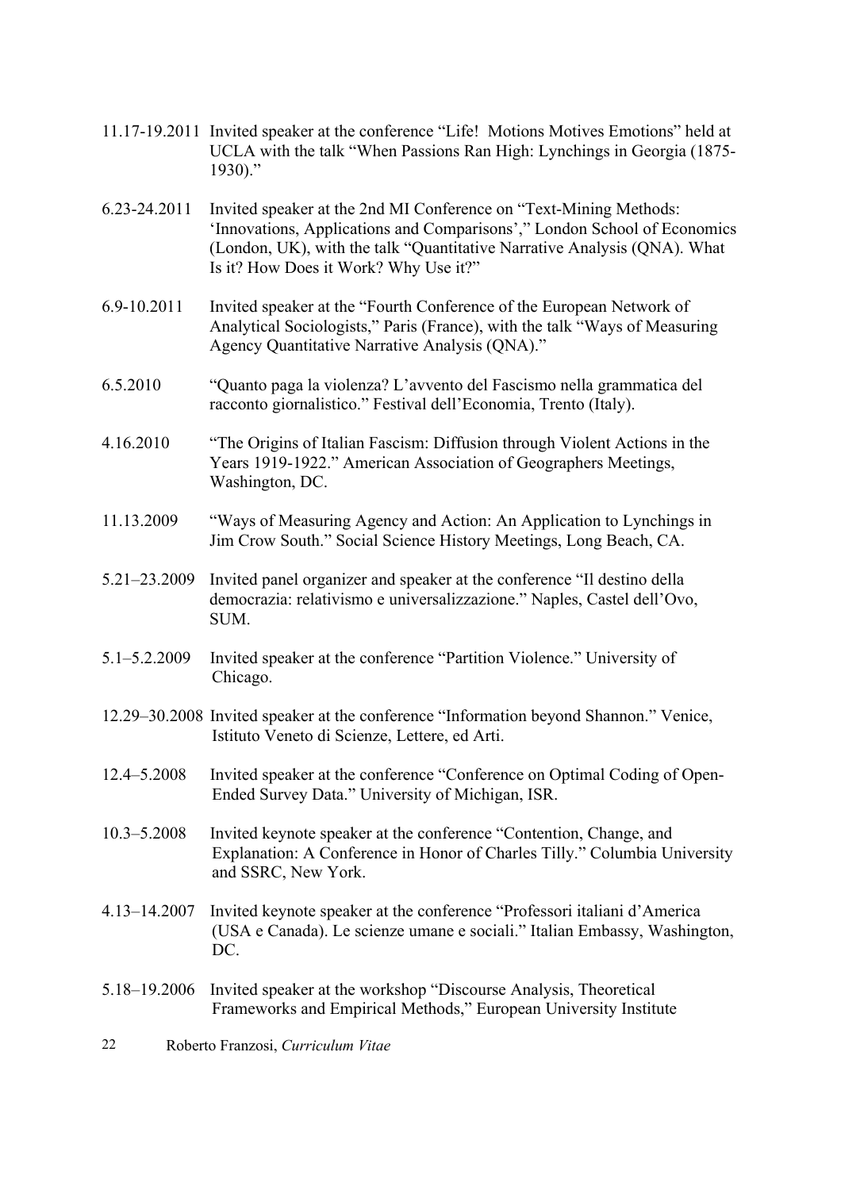11.17-19.2011 Invited speaker at the conference "Life! Motions Motives Emotions" held at UCLA with the talk "When Passions Ran High: Lynchings in Georgia (1875-1930)."

6.23-24.2011 Invited speaker at the 2nd MI Conference on "Text-Mining Methods: 'Innovations, Applications and Comparisons'," London School of Economics (London, UK), with the talk "Quantitative Narrative Analysis (QNA). What Is it? How Does it Work? Why Use it?"

6.9-10.2011 Invited speaker at the "Fourth Conference of the European Network of Analytical Sociologists," Paris (France), with the talk "Ways of Measuring Agency Quantitative Narrative Analysis (QNA)."

6.5.2010 "Quanto paga la violenza? L'avvento del Fascismo nella grammatica del racconto giornalistico." Festival dell'Economia, Trento (Italy).

4.16.2010 "The Origins of Italian Fascism: Diffusion through Violent Actions in the Years 1919-1922." American Association of Geographers Meetings, Washington, DC.

11.13.2009 "Ways of Measuring Agency and Action: An Application to Lynchings in Jim Crow South." Social Science History Meetings, Long Beach, CA.

5.21–23.2009 Invited panel organizer and speaker at the conference "Il destino della democrazia: relativismo e universalizzazione." Naples, Castel dell'Ovo, SUM.

5.1–5.2.2009 Invited speaker at the conference "Partition Violence." University of Chicago.

12.29–30.2008 Invited speaker at the conference "Information beyond Shannon." Venice, Istituto Veneto di Scienze, Lettere, ed Arti.

12.4–5.2008 Invited speaker at the conference "Conference on Optimal Coding of Open-Ended Survey Data." University of Michigan, ISR.

10.3–5.2008 Invited keynote speaker at the conference "Contention, Change, and Explanation: A Conference in Honor of Charles Tilly." Columbia University and SSRC, New York.

4.13–14.2007 Invited keynote speaker at the conference "Professori italiani d'America (USA e Canada). Le scienze umane e sociali." Italian Embassy, Washington, DC.

5.18–19.2006 Invited speaker at the workshop "Discourse Analysis, Theoretical Frameworks and Empirical Methods," European University Institute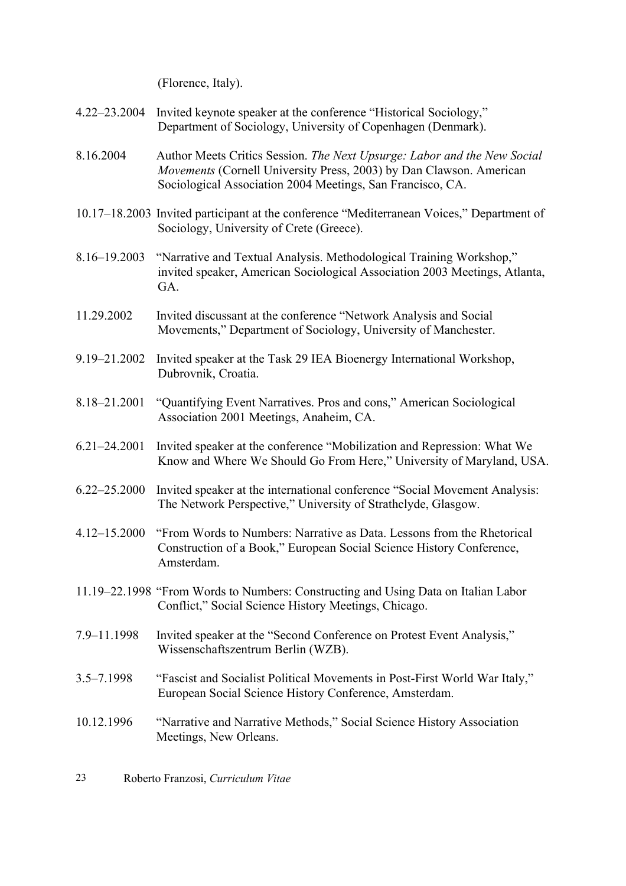(Florence, Italy).

4.22–23.2004 Invited keynote speaker at the conference "Historical Sociology," Department of Sociology, University of Copenhagen (Denmark).

8.16.2004 Author Meets Critics Session. *The Next Upsurge: Labor and the New Social Movements* (Cornell University Press, 2003) by Dan Clawson. American Sociological Association 2004 Meetings, San Francisco, CA.

10.17–18.2003 Invited participant at the conference "Mediterranean Voices," Department of Sociology, University of Crete (Greece).

8.16–19.2003 "Narrative and Textual Analysis. Methodological Training Workshop," invited speaker, American Sociological Association 2003 Meetings, Atlanta, GA.

11.29.2002 Invited discussant at the conference "Network Analysis and Social Movements," Department of Sociology, University of Manchester.

9.19–21.2002 Invited speaker at the Task 29 IEA Bioenergy International Workshop, Dubrovnik, Croatia.

8.18–21.2001 "Quantifying Event Narratives. Pros and cons," American Sociological Association 2001 Meetings, Anaheim, CA.

6.21–24.2001 Invited speaker at the conference "Mobilization and Repression: What We Know and Where We Should Go From Here," University of Maryland, USA.

6.22–25.2000 Invited speaker at the international conference "Social Movement Analysis: The Network Perspective," University of Strathclyde, Glasgow.

4.12–15.2000 "From Words to Numbers: Narrative as Data. Lessons from the Rhetorical Construction of a Book," European Social Science History Conference, Amsterdam.

11.19–22.1998 "From Words to Numbers: Constructing and Using Data on Italian Labor Conflict," Social Science History Meetings, Chicago.

7.9–11.1998 Invited speaker at the "Second Conference on Protest Event Analysis," Wissenschaftszentrum Berlin (WZB).

3.5–7.1998 "Fascist and Socialist Political Movements in Post-First World War Italy," European Social Science History Conference, Amsterdam.

10.12.1996 "Narrative and Narrative Methods," Social Science History Association Meetings, New Orleans.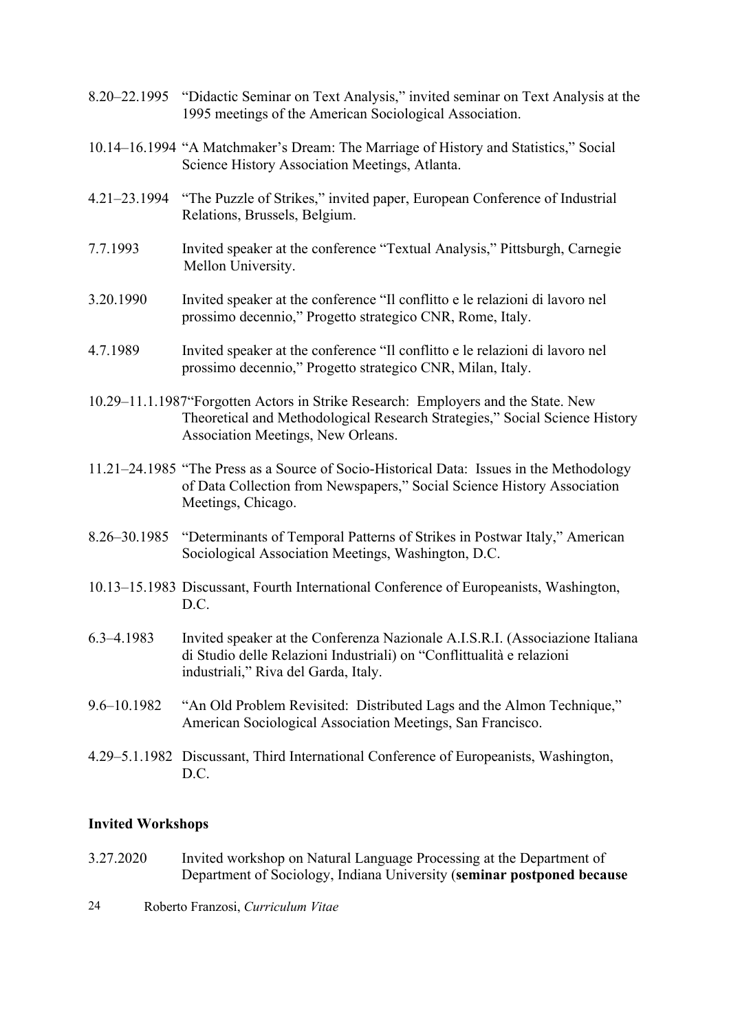8.20–22.1995 "Didactic Seminar on Text Analysis," invited seminar on Text Analysis at the 1995 meetings of the American Sociological Association.

10.14–16.1994 "A Matchmaker's Dream: The Marriage of History and Statistics," Social Science History Association Meetings, Atlanta.

4.21–23.1994 "The Puzzle of Strikes," invited paper, European Conference of Industrial Relations, Brussels, Belgium.

7.7.1993 Invited speaker at the conference "Textual Analysis," Pittsburgh, Carnegie Mellon University.

3.20.1990 Invited speaker at the conference "Il conflitto e le relazioni di lavoro nel prossimo decennio," Progetto strategico CNR, Rome, Italy.

4.7.1989 Invited speaker at the conference "Il conflitto e le relazioni di lavoro nel prossimo decennio," Progetto strategico CNR, Milan, Italy.

10.29–11.1.1987 "Forgotten Actors in Strike Research: Employers and the State. New Theoretical and Methodological Research Strategies," Social Science History Association Meetings, New Orleans.

11.21–24.1985 "The Press as a Source of Socio-Historical Data: Issues in the Methodology of Data Collection from Newspapers," Social Science History Association Meetings, Chicago.

8.26–30.1985 "Determinants of Temporal Patterns of Strikes in Postwar Italy," American Sociological Association Meetings, Washington, D.C.

10.13–15.1983 Discussant, Fourth International Conference of Europeanists, Washington, D.C.

6.3–4.1983 Invited speaker at the Conferenza Nazionale A.I.S.R.I. (Associazione Italiana di Studio delle Relazioni Industriali) on "Conflittualità e relazioni industriali," Riva del Garda, Italy.

9.6–10.1982 "An Old Problem Revisited: Distributed Lags and the Almon Technique," American Sociological Association Meetings, San Francisco.

4.29–5.1.1982 Discussant, Third International Conference of Europeanists, Washington, D.C.

**Invited Workshops**

3.27.2020 Invited workshop on Natural Language Processing at the Department of Department of Sociology, Indiana University (**seminar postponed because**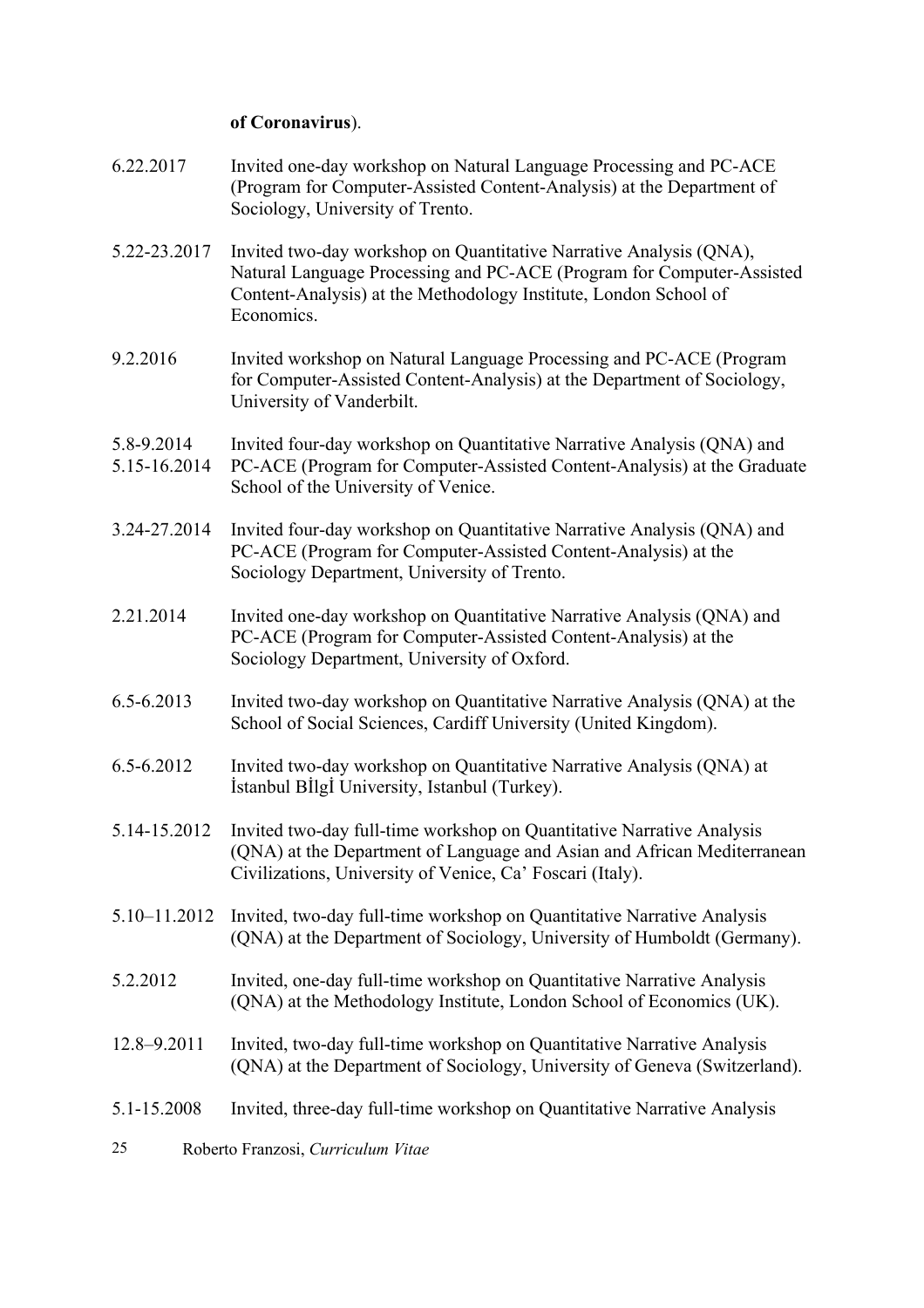**of Coronavirus**).

6.22.2017 Invited one-day workshop on Natural Language Processing and PC-ACE (Program for Computer-Assisted Content-Analysis) at the Department of Sociology, University of Trento.

5.22-23.2017 Invited two-day workshop on Quantitative Narrative Analysis (QNA), Natural Language Processing and PC-ACE (Program for Computer-Assisted Content-Analysis) at the Methodology Institute, London School of Economics.

9.2.2016 Invited workshop on Natural Language Processing and PC-ACE (Program for Computer-Assisted Content-Analysis) at the Department of Sociology, University of Vanderbilt.

5.8-9.2014
5.15-16.2014 Invited four-day workshop on Quantitative Narrative Analysis (QNA) and PC-ACE (Program for Computer-Assisted Content-Analysis) at the Graduate School of the University of Venice.

3.24-27.2014 Invited four-day workshop on Quantitative Narrative Analysis (QNA) and PC-ACE (Program for Computer-Assisted Content-Analysis) at the Sociology Department, University of Trento.

2.21.2014 Invited one-day workshop on Quantitative Narrative Analysis (QNA) and PC-ACE (Program for Computer-Assisted Content-Analysis) at the Sociology Department, University of Oxford.

6.5-6.2013 Invited two-day workshop on Quantitative Narrative Analysis (QNA) at the School of Social Sciences, Cardiff University (United Kingdom).

6.5-6.2012 Invited two-day workshop on Quantitative Narrative Analysis (QNA) at İstanbul Bİlgİ University, Istanbul (Turkey).

5.14-15.2012 Invited two-day full-time workshop on Quantitative Narrative Analysis (QNA) at the Department of Language and Asian and African Mediterranean Civilizations, University of Venice, Ca' Foscari (Italy).

5.10–11.2012 Invited, two-day full-time workshop on Quantitative Narrative Analysis (QNA) at the Department of Sociology, University of Humboldt (Germany).

5.2.2012 Invited, one-day full-time workshop on Quantitative Narrative Analysis (QNA) at the Methodology Institute, London School of Economics (UK).

12.8–9.2011 Invited, two-day full-time workshop on Quantitative Narrative Analysis (QNA) at the Department of Sociology, University of Geneva (Switzerland).

5.1-15.2008 Invited, three-day full-time workshop on Quantitative Narrative Analysis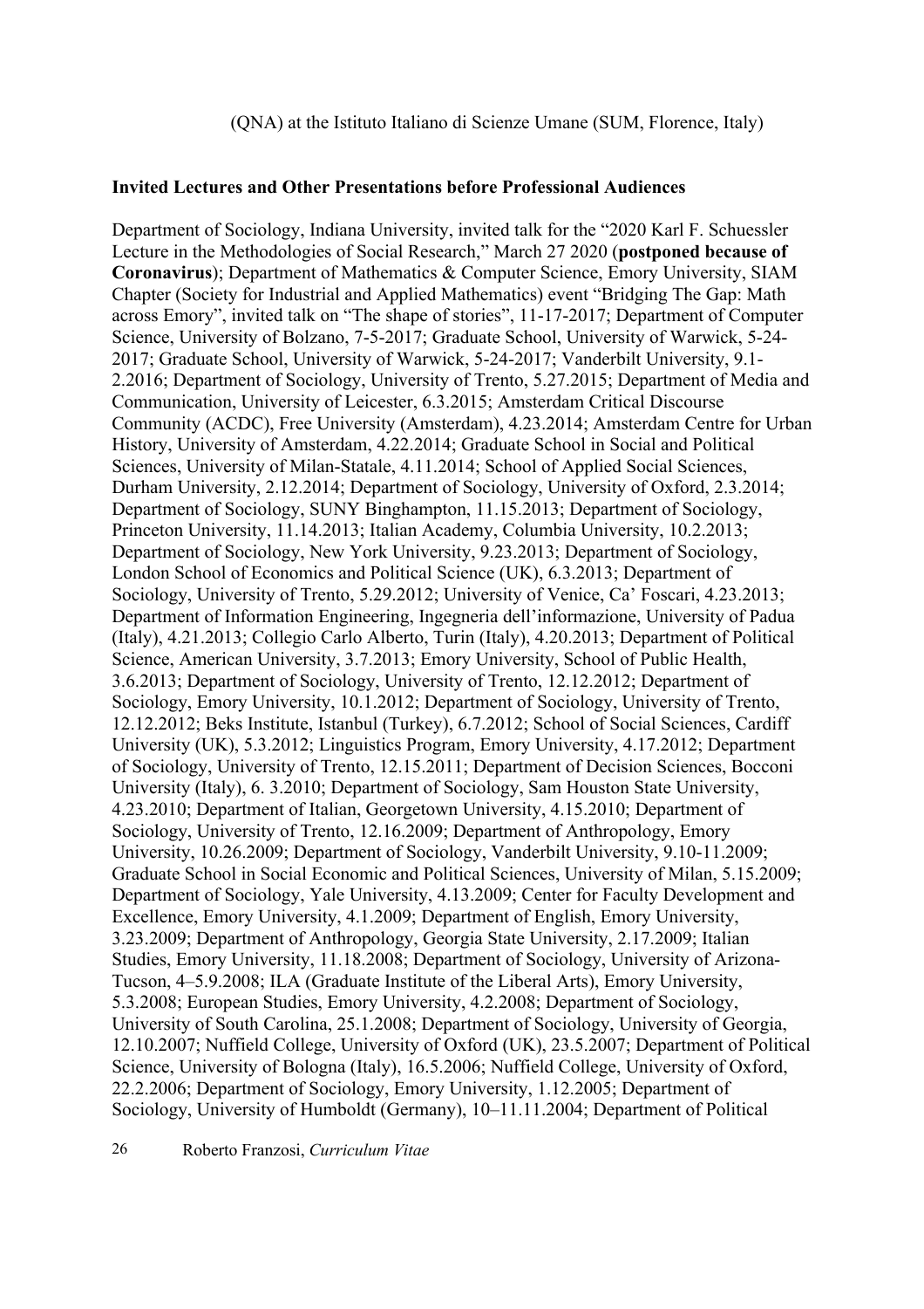(QNA) at the Istituto Italiano di Scienze Umane (SUM, Florence, Italy)

**Invited Lectures and Other Presentations before Professional Audiences**

Department of Sociology, Indiana University, invited talk for the "2020 Karl F. Schuessler Lecture in the Methodologies of Social Research," March 27 2020 (**postponed because of Coronavirus**); Department of Mathematics & Computer Science, Emory University, SIAM Chapter (Society for Industrial and Applied Mathematics) event "Bridging The Gap: Math across Emory", invited talk on "The shape of stories", 11-17-2017; Department of Computer Science, University of Bolzano, 7-5-2017; Graduate School, University of Warwick, 5-24-2017; Graduate School, University of Warwick, 5-24-2017; Vanderbilt University, 9.1-2.2016; Department of Sociology, University of Trento, 5.27.2015; Department of Media and Communication, University of Leicester, 6.3.2015; Amsterdam Critical Discourse Community (ACDC), Free University (Amsterdam), 4.23.2014; Amsterdam Centre for Urban History, University of Amsterdam, 4.22.2014; Graduate School in Social and Political Sciences, University of Milan-Statale, 4.11.2014; School of Applied Social Sciences, Durham University, 2.12.2014; Department of Sociology, University of Oxford, 2.3.2014; Department of Sociology, SUNY Binghampton, 11.15.2013; Department of Sociology, Princeton University, 11.14.2013; Italian Academy, Columbia University, 10.2.2013; Department of Sociology, New York University, 9.23.2013; Department of Sociology, London School of Economics and Political Science (UK), 6.3.2013; Department of Sociology, University of Trento, 5.29.2012; University of Venice, Ca' Foscari, 4.23.2013; Department of Information Engineering, Ingegneria dell'informazione, University of Padua (Italy), 4.21.2013; Collegio Carlo Alberto, Turin (Italy), 4.20.2013; Department of Political Science, American University, 3.7.2013; Emory University, School of Public Health, 3.6.2013; Department of Sociology, University of Trento, 12.12.2012; Department of Sociology, Emory University, 10.1.2012; Department of Sociology, University of Trento, 12.12.2012; Beks Institute, Istanbul (Turkey), 6.7.2012; School of Social Sciences, Cardiff University (UK), 5.3.2012; Linguistics Program, Emory University, 4.17.2012; Department of Sociology, University of Trento, 12.15.2011; Department of Decision Sciences, Bocconi University (Italy), 6. 3.2010; Department of Sociology, Sam Houston State University, 4.23.2010; Department of Italian, Georgetown University, 4.15.2010; Department of Sociology, University of Trento, 12.16.2009; Department of Anthropology, Emory University, 10.26.2009; Department of Sociology, Vanderbilt University, 9.10-11.2009; Graduate School in Social Economic and Political Sciences, University of Milan, 5.15.2009; Department of Sociology, Yale University, 4.13.2009; Center for Faculty Development and Excellence, Emory University, 4.1.2009; Department of English, Emory University, 3.23.2009; Department of Anthropology, Georgia State University, 2.17.2009; Italian Studies, Emory University, 11.18.2008; Department of Sociology, University of Arizona-Tucson, 4–5.9.2008; ILA (Graduate Institute of the Liberal Arts), Emory University, 5.3.2008; European Studies, Emory University, 4.2.2008; Department of Sociology, University of South Carolina, 25.1.2008; Department of Sociology, University of Georgia, 12.10.2007; Nuffield College, University of Oxford (UK), 23.5.2007; Department of Political Science, University of Bologna (Italy), 16.5.2006; Nuffield College, University of Oxford, 22.2.2006; Department of Sociology, Emory University, 1.12.2005; Department of Sociology, University of Humboldt (Germany), 10–11.11.2004; Department of Political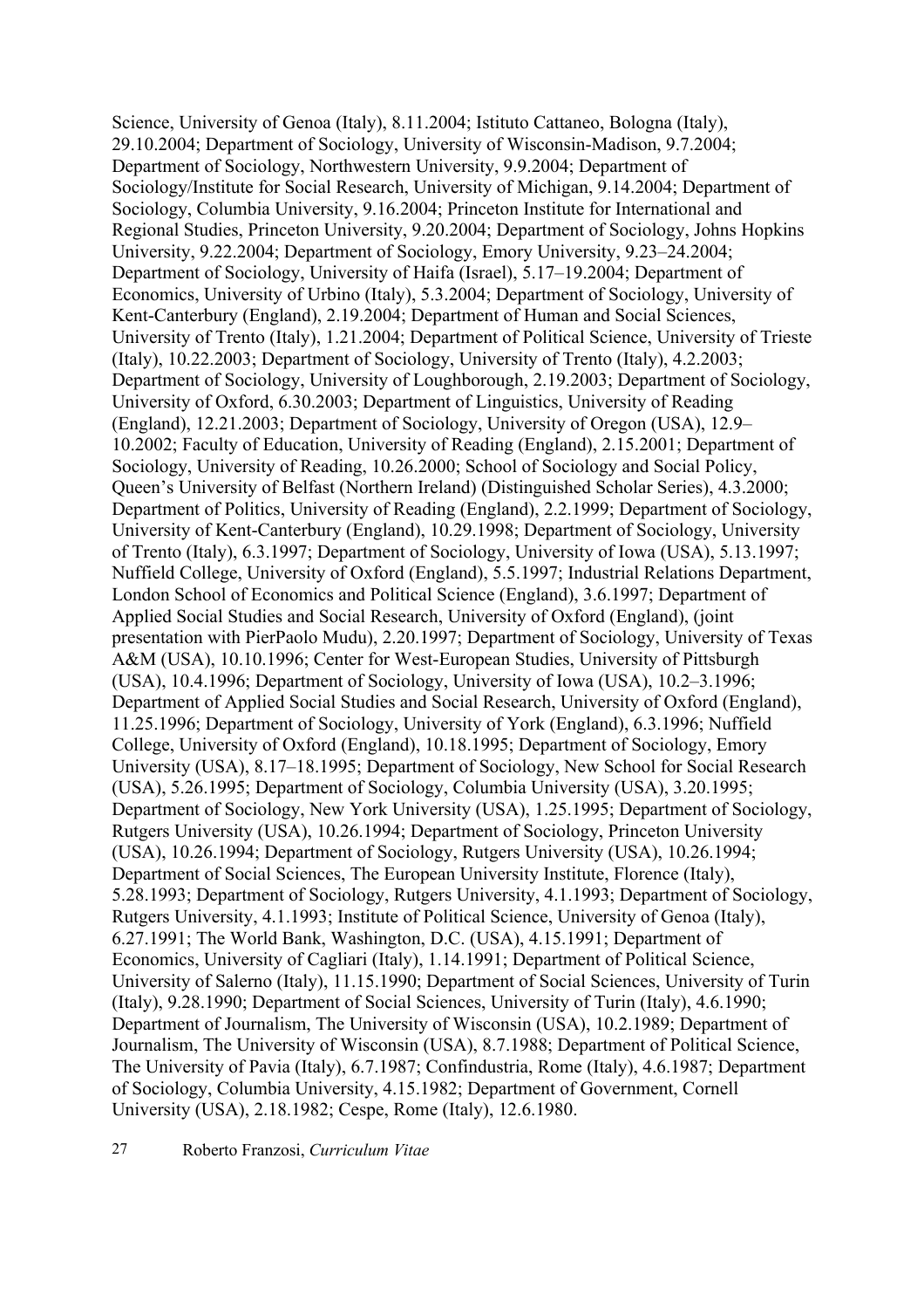Science, University of Genoa (Italy), 8.11.2004; Istituto Cattaneo, Bologna (Italy), 29.10.2004; Department of Sociology, University of Wisconsin-Madison, 9.7.2004; Department of Sociology, Northwestern University, 9.9.2004; Department of Sociology/Institute for Social Research, University of Michigan, 9.14.2004; Department of Sociology, Columbia University, 9.16.2004; Princeton Institute for International and Regional Studies, Princeton University, 9.20.2004; Department of Sociology, Johns Hopkins University, 9.22.2004; Department of Sociology, Emory University, 9.23–24.2004; Department of Sociology, University of Haifa (Israel), 5.17–19.2004; Department of Economics, University of Urbino (Italy), 5.3.2004; Department of Sociology, University of Kent-Canterbury (England), 2.19.2004; Department of Human and Social Sciences, University of Trento (Italy), 1.21.2004; Department of Political Science, University of Trieste (Italy), 10.22.2003; Department of Sociology, University of Trento (Italy), 4.2.2003; Department of Sociology, University of Loughborough, 2.19.2003; Department of Sociology, University of Oxford, 6.30.2003; Department of Linguistics, University of Reading (England), 12.21.2003; Department of Sociology, University of Oregon (USA), 12.9–10.2002; Faculty of Education, University of Reading (England), 2.15.2001; Department of Sociology, University of Reading, 10.26.2000; School of Sociology and Social Policy, Queen's University of Belfast (Northern Ireland) (Distinguished Scholar Series), 4.3.2000; Department of Politics, University of Reading (England), 2.2.1999; Department of Sociology, University of Kent-Canterbury (England), 10.29.1998; Department of Sociology, University of Trento (Italy), 6.3.1997; Department of Sociology, University of Iowa (USA), 5.13.1997; Nuffield College, University of Oxford (England), 5.5.1997; Industrial Relations Department, London School of Economics and Political Science (England), 3.6.1997; Department of Applied Social Studies and Social Research, University of Oxford (England), (joint presentation with PierPaolo Mudu), 2.20.1997; Department of Sociology, University of Texas A&M (USA), 10.10.1996; Center for West-European Studies, University of Pittsburgh (USA), 10.4.1996; Department of Sociology, University of Iowa (USA), 10.2–3.1996; Department of Applied Social Studies and Social Research, University of Oxford (England), 11.25.1996; Department of Sociology, University of York (England), 6.3.1996; Nuffield College, University of Oxford (England), 10.18.1995; Department of Sociology, Emory University (USA), 8.17–18.1995; Department of Sociology, New School for Social Research (USA), 5.26.1995; Department of Sociology, Columbia University (USA), 3.20.1995; Department of Sociology, New York University (USA), 1.25.1995; Department of Sociology, Rutgers University (USA), 10.26.1994; Department of Sociology, Princeton University (USA), 10.26.1994; Department of Sociology, Rutgers University (USA), 10.26.1994; Department of Social Sciences, The European University Institute, Florence (Italy), 5.28.1993; Department of Sociology, Rutgers University, 4.1.1993; Department of Sociology, Rutgers University, 4.1.1993; Institute of Political Science, University of Genoa (Italy), 6.27.1991; The World Bank, Washington, D.C. (USA), 4.15.1991; Department of Economics, University of Cagliari (Italy), 1.14.1991; Department of Political Science, University of Salerno (Italy), 11.15.1990; Department of Social Sciences, University of Turin (Italy), 9.28.1990; Department of Social Sciences, University of Turin (Italy), 4.6.1990; Department of Journalism, The University of Wisconsin (USA), 10.2.1989; Department of Journalism, The University of Wisconsin (USA), 8.7.1988; Department of Political Science, The University of Pavia (Italy), 6.7.1987; Confindustria, Rome (Italy), 4.6.1987; Department of Sociology, Columbia University, 4.15.1982; Department of Government, Cornell University (USA), 2.18.1982; Cespe, Rome (Italy), 12.6.1980.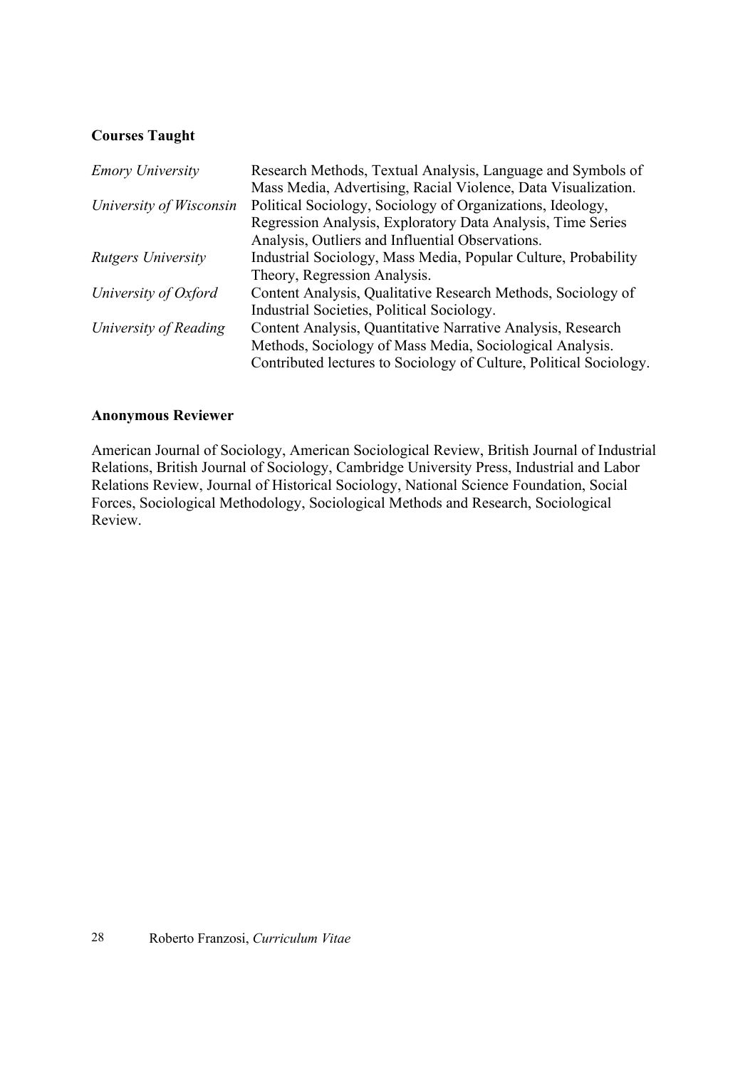**Courses Taught**

| | |
|---|---|
| *Emory University* | Research Methods, Textual Analysis, Language and Symbols of Mass Media, Advertising, Racial Violence, Data Visualization. |
| *University of Wisconsin* | Political Sociology, Sociology of Organizations, Ideology, Regression Analysis, Exploratory Data Analysis, Time Series Analysis, Outliers and Influential Observations. |
| *Rutgers University* | Industrial Sociology, Mass Media, Popular Culture, Probability Theory, Regression Analysis. |
| *University of Oxford* | Content Analysis, Qualitative Research Methods, Sociology of Industrial Societies, Political Sociology. |
| *University of Reading* | Content Analysis, Quantitative Narrative Analysis, Research Methods, Sociology of Mass Media, Sociological Analysis. Contributed lectures to Sociology of Culture, Political Sociology. |

**Anonymous Reviewer**

American Journal of Sociology, American Sociological Review, British Journal of Industrial Relations, British Journal of Sociology, Cambridge University Press, Industrial and Labor Relations Review, Journal of Historical Sociology, National Science Foundation, Social Forces, Sociological Methodology, Sociological Methods and Research, Sociological Review.